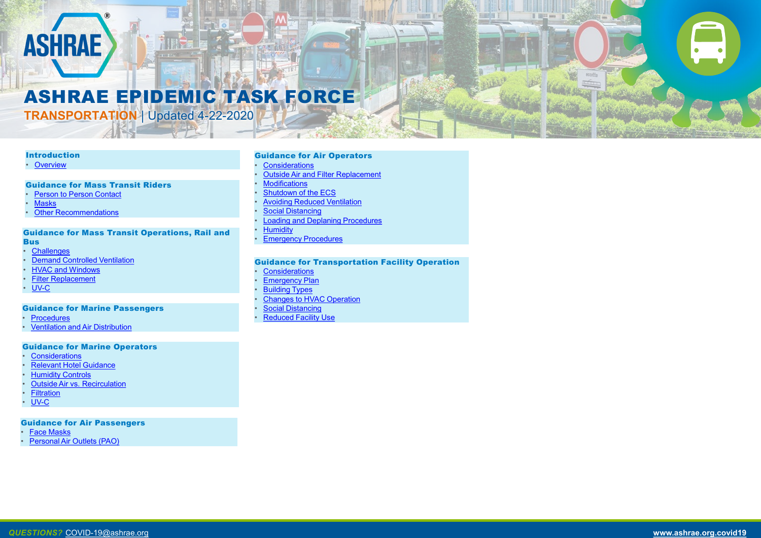# ASHRAE EPIDEMIC TASK FORCE

**TRANSPORTATION** | Updated 4-22-2020

## Introduction
- Overview

## Guidance for Mass Transit Riders
- Person to Person Contact
- Masks
- Other Recommendations

## Guidance for Mass Transit Operations, Rail and Bus
- Challenges
- Demand Controlled Ventilation
- HVAC and Windows
- Filter Replacement
- UV-C

## Guidance for Marine Passengers
- Procedures
- Ventilation and Air Distribution

## Guidance for Marine Operators
- Considerations
- Relevant Hotel Guidance
- Humidity Controls
- Outside Air vs. Recirculation
- Filtration
- UV-C

## Guidance for Air Passengers
- Face Masks
- Personal Air Outlets (PAO)

## Guidance for Air Operators
- Considerations
- Outside Air and Filter Replacement
- Modifications
- Shutdown of the ECS
- Avoiding Reduced Ventilation
- Social Distancing
- Loading and Deplaning Procedures
- Humidity
- Emergency Procedures

## Guidance for Transportation Facility Operation
- Considerations
- Emergency Plan
- Building Types
- Changes to HVAC Operation
- Social Distancing
- Reduced Facility Use

*QUESTIONS?* COVID-19@ashrae.org

www.ashrae.org.covid19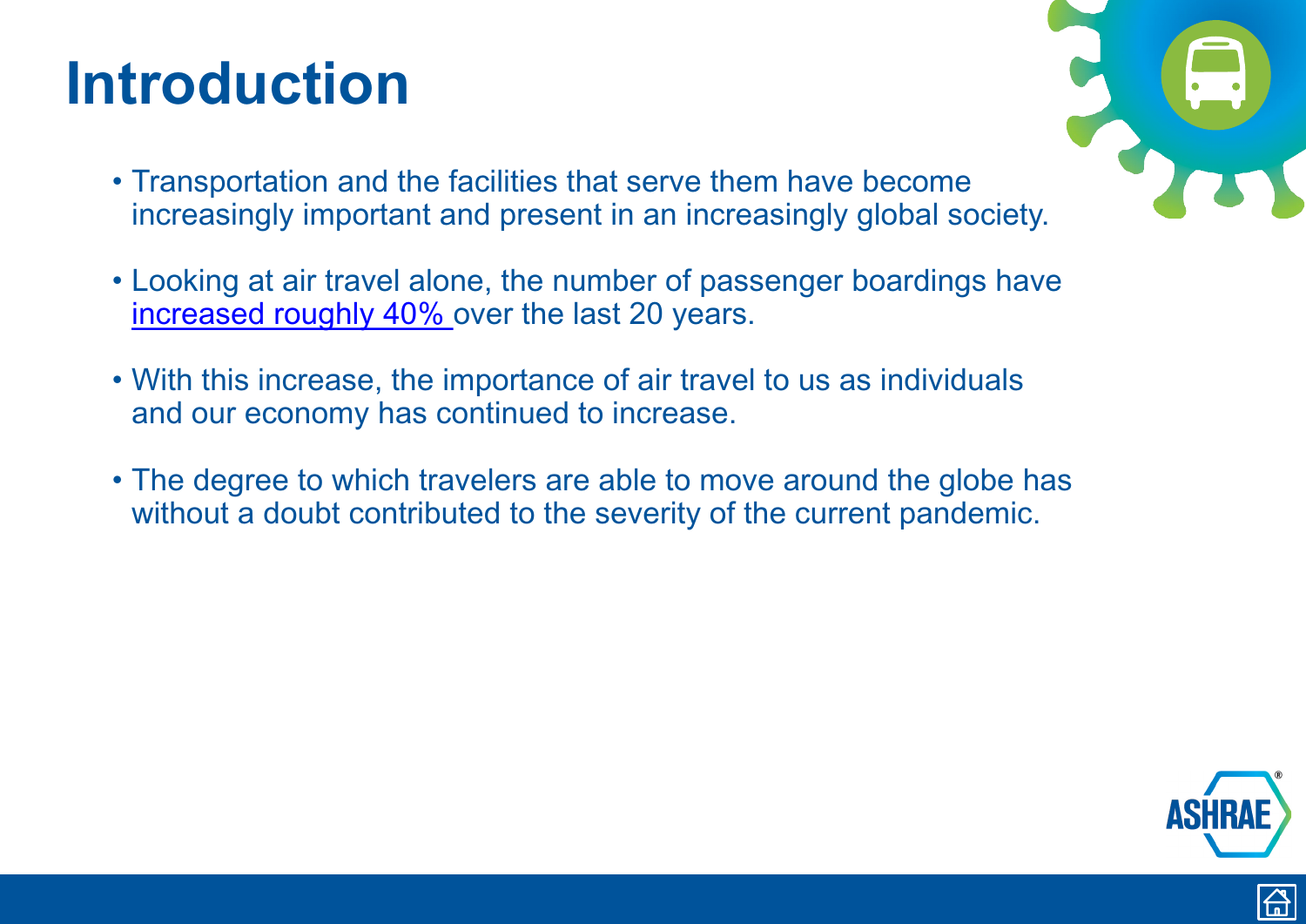# Introduction

- Transportation and the facilities that serve them have become increasingly important and present in an increasingly global society.
- Looking at air travel alone, the number of passenger boardings have increased roughly 40% over the last 20 years.
- With this increase, the importance of air travel to us as individuals and our economy has continued to increase.
- The degree to which travelers are able to move around the globe has without a doubt contributed to the severity of the current pandemic.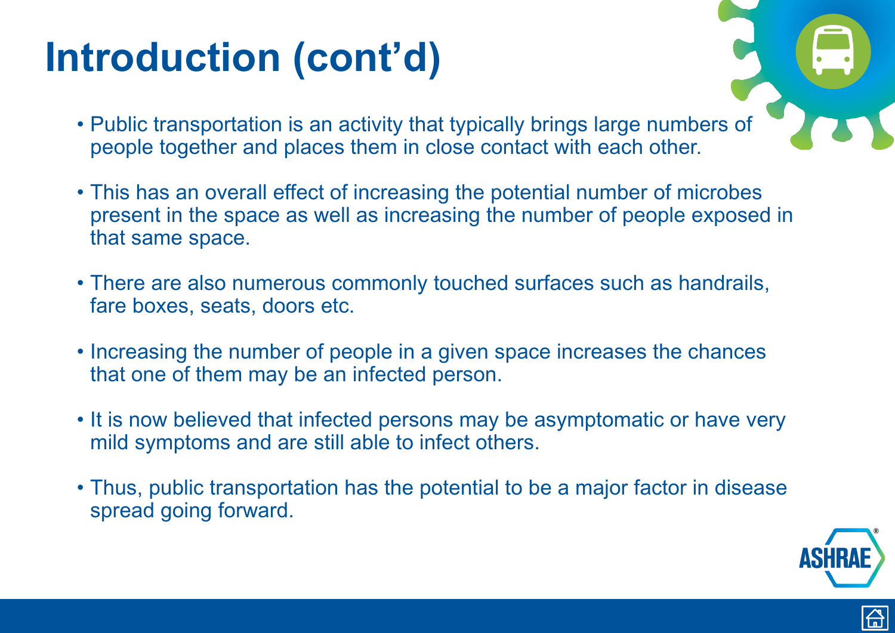# Introduction (cont'd)

- Public transportation is an activity that typically brings large numbers of people together and places them in close contact with each other.
- This has an overall effect of increasing the potential number of microbes present in the space as well as increasing the number of people exposed in that same space.
- There are also numerous commonly touched surfaces such as handrails, fare boxes, seats, doors etc.
- Increasing the number of people in a given space increases the chances that one of them may be an infected person.
- It is now believed that infected persons may be asymptomatic or have very mild symptoms and are still able to infect others.
- Thus, public transportation has the potential to be a major factor in disease spread going forward.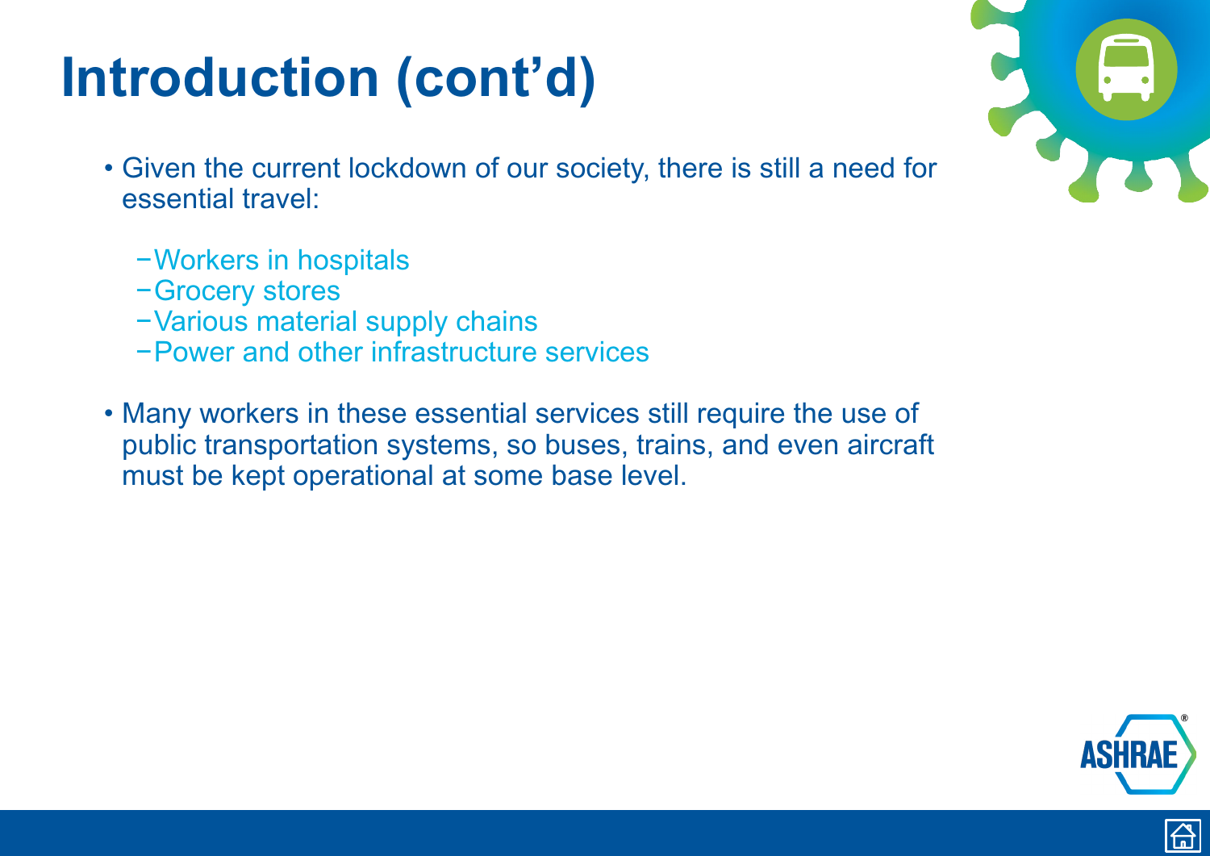# Introduction (cont'd)

- Given the current lockdown of our society, there is still a need for essential travel:
  - Workers in hospitals
  - Grocery stores
  - Various material supply chains
  - Power and other infrastructure services
- Many workers in these essential services still require the use of public transportation systems, so buses, trains, and even aircraft must be kept operational at some base level.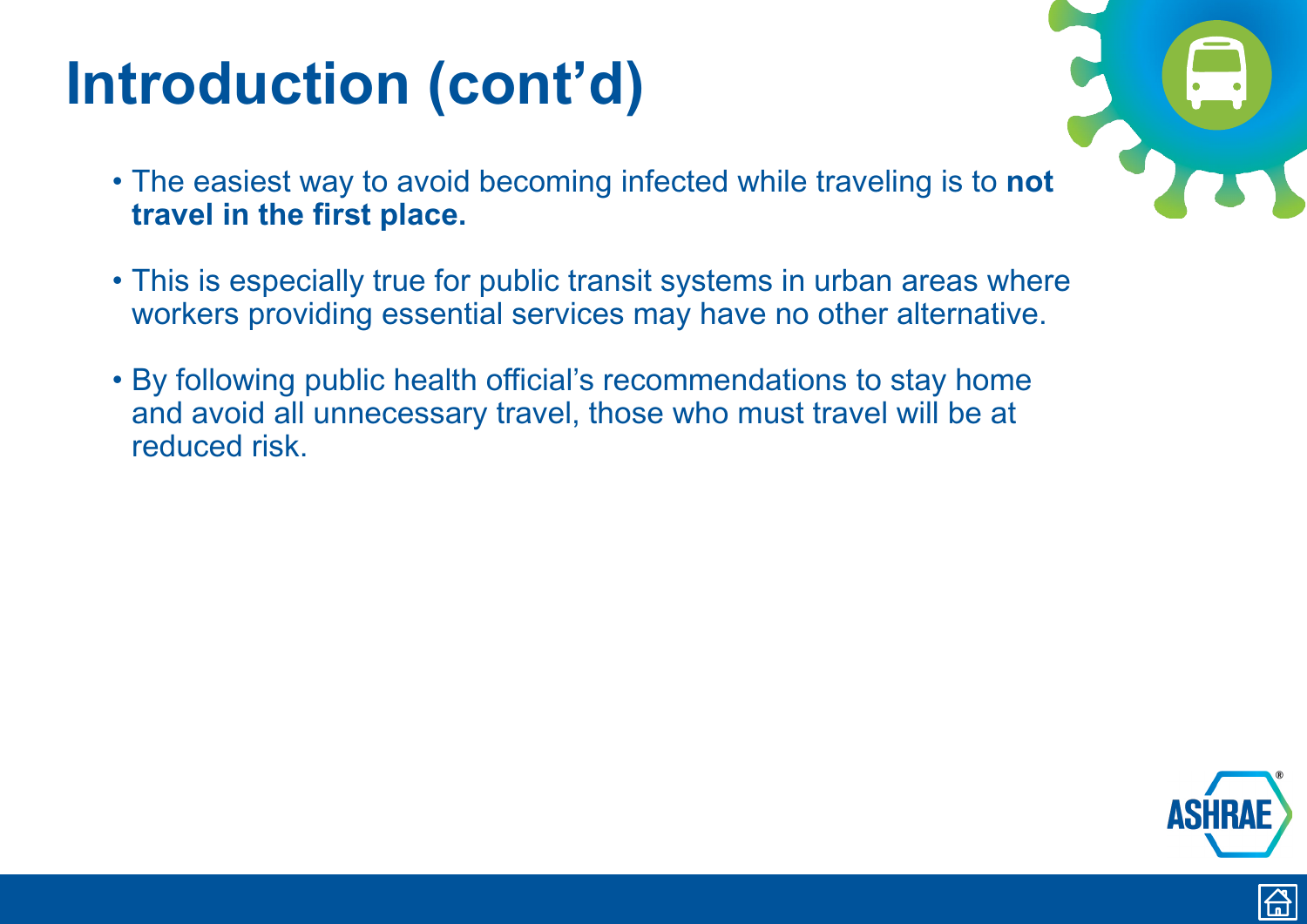# Introduction (cont'd)

- The easiest way to avoid becoming infected while traveling is to **not travel in the first place.**
- This is especially true for public transit systems in urban areas where workers providing essential services may have no other alternative.
- By following public health official's recommendations to stay home and avoid all unnecessary travel, those who must travel will be at reduced risk.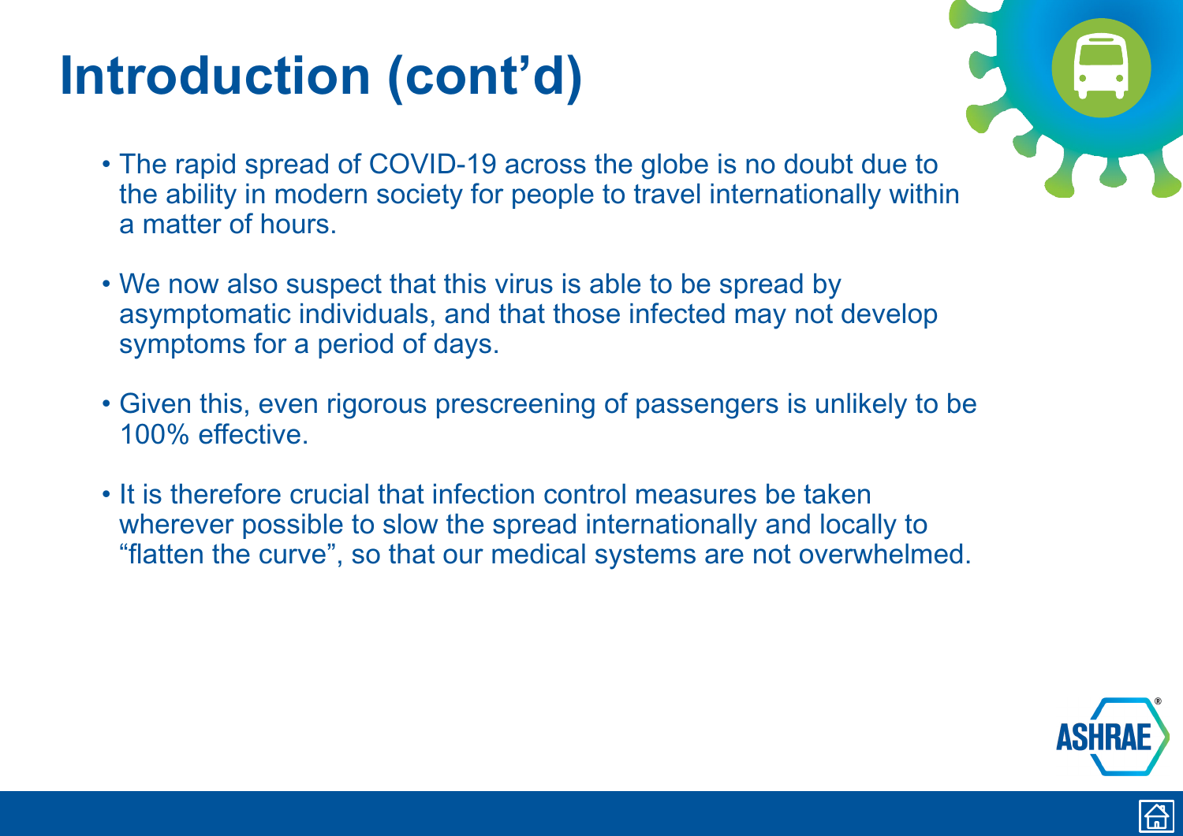# Introduction (cont'd)

- The rapid spread of COVID-19 across the globe is no doubt due to the ability in modern society for people to travel internationally within a matter of hours.
- We now also suspect that this virus is able to be spread by asymptomatic individuals, and that those infected may not develop symptoms for a period of days.
- Given this, even rigorous prescreening of passengers is unlikely to be 100% effective.
- It is therefore crucial that infection control measures be taken wherever possible to slow the spread internationally and locally to "flatten the curve", so that our medical systems are not overwhelmed.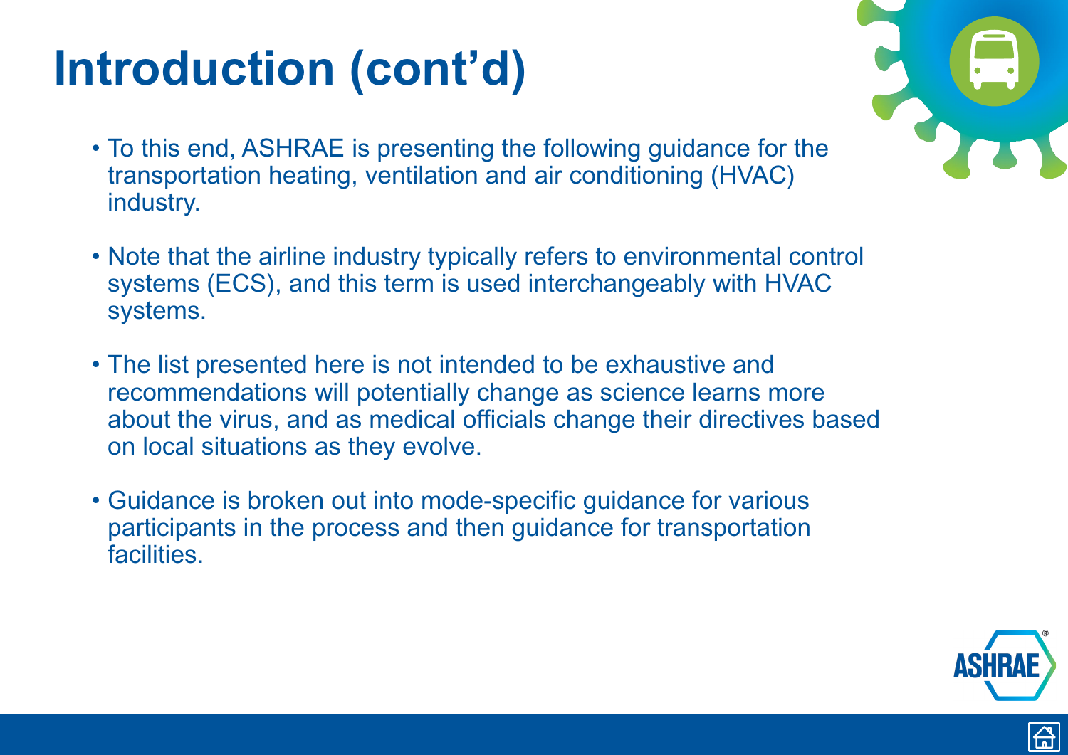# Introduction (cont'd)

- To this end, ASHRAE is presenting the following guidance for the transportation heating, ventilation and air conditioning (HVAC) industry.

- Note that the airline industry typically refers to environmental control systems (ECS), and this term is used interchangeably with HVAC systems.

- The list presented here is not intended to be exhaustive and recommendations will potentially change as science learns more about the virus, and as medical officials change their directives based on local situations as they evolve.

- Guidance is broken out into mode-specific guidance for various participants in the process and then guidance for transportation facilities.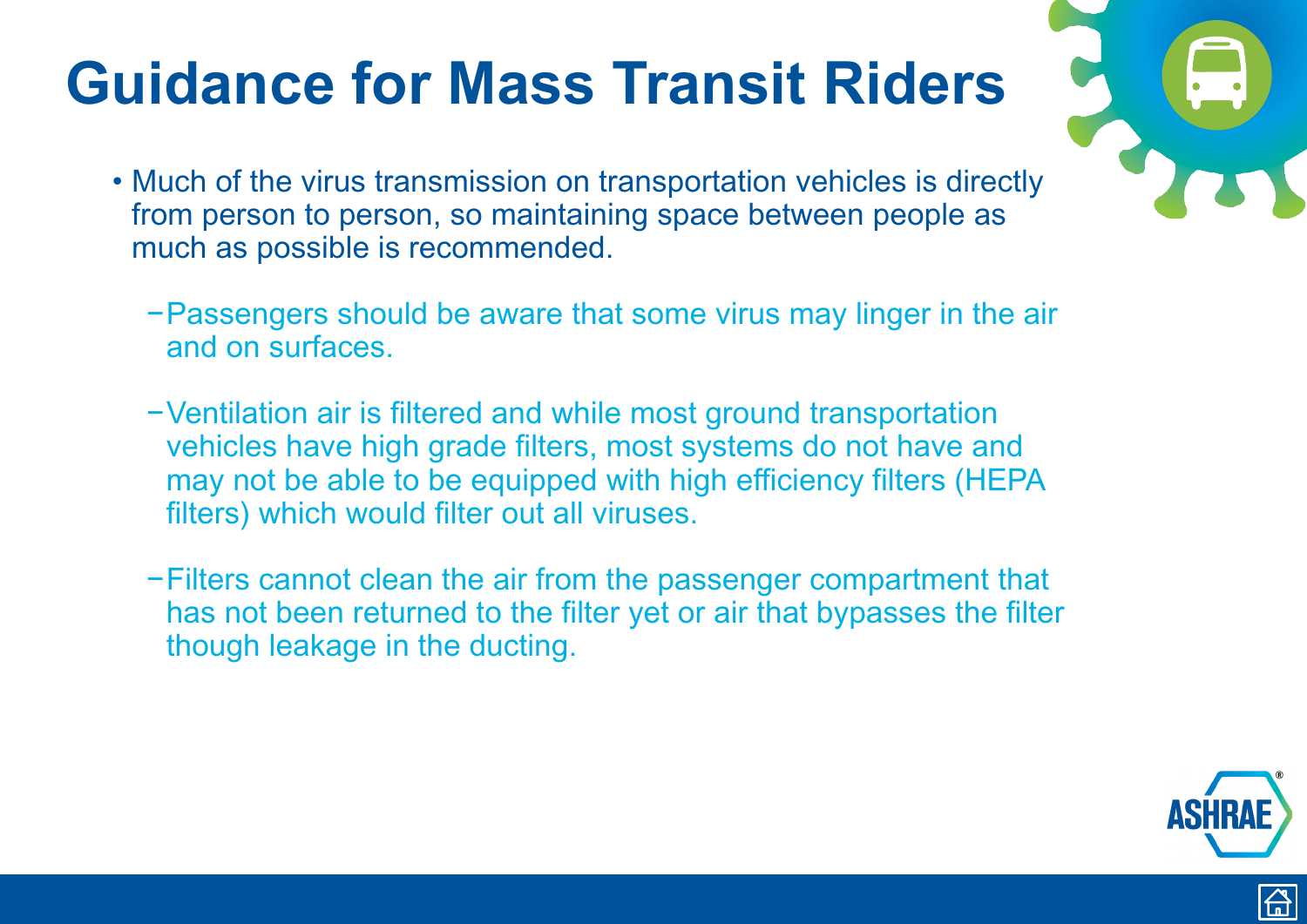# Guidance for Mass Transit Riders

- Much of the virus transmission on transportation vehicles is directly from person to person, so maintaining space between people as much as possible is recommended.
  - Passengers should be aware that some virus may linger in the air and on surfaces.
  - Ventilation air is filtered and while most ground transportation vehicles have high grade filters, most systems do not have and may not be able to be equipped with high efficiency filters (HEPA filters) which would filter out all viruses.
  - Filters cannot clean the air from the passenger compartment that has not been returned to the filter yet or air that bypasses the filter though leakage in the ducting.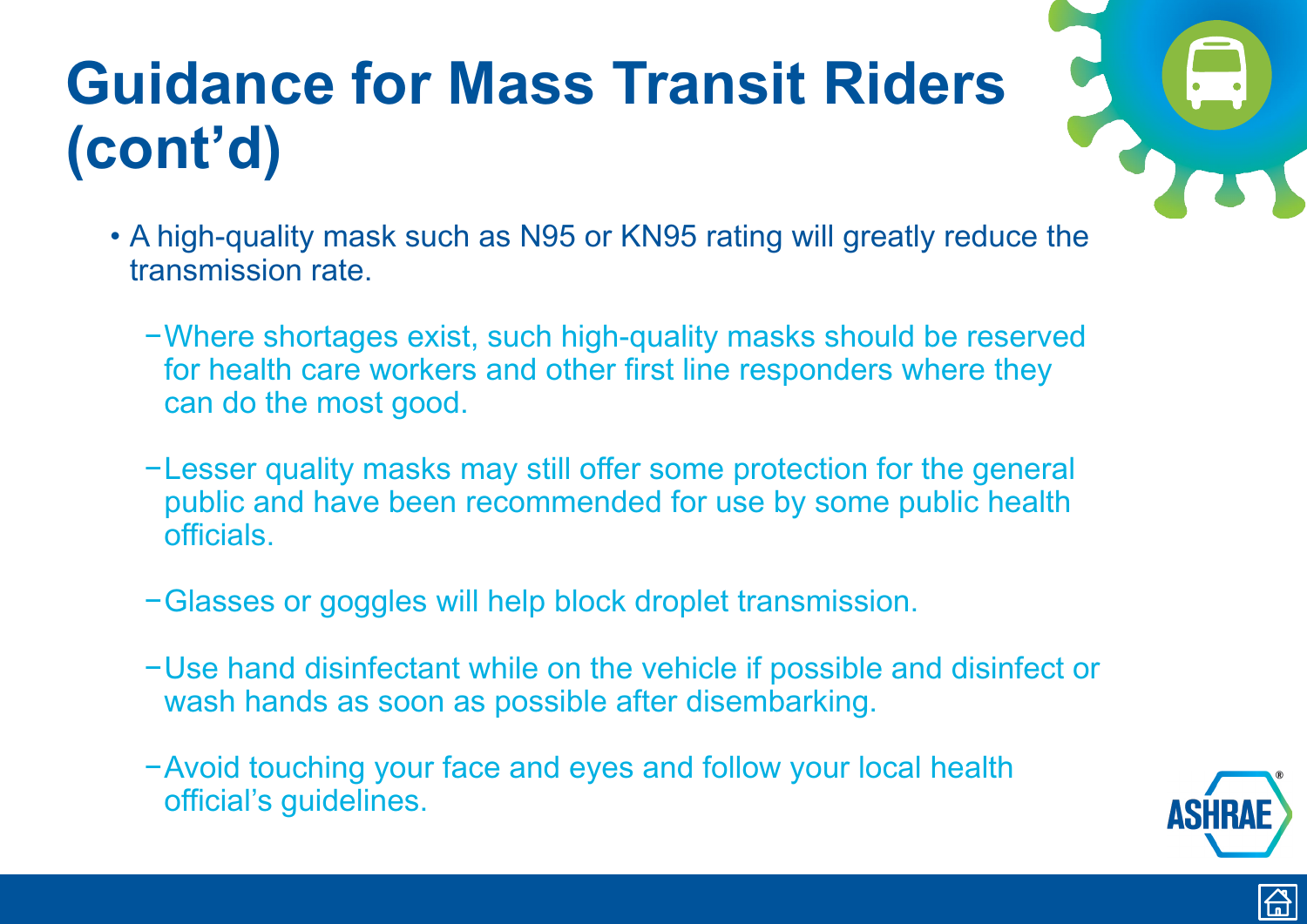# Guidance for Mass Transit Riders (cont'd)

- A high-quality mask such as N95 or KN95 rating will greatly reduce the transmission rate.
  - Where shortages exist, such high-quality masks should be reserved for health care workers and other first line responders where they can do the most good.
  - Lesser quality masks may still offer some protection for the general public and have been recommended for use by some public health officials.
  - Glasses or goggles will help block droplet transmission.
  - Use hand disinfectant while on the vehicle if possible and disinfect or wash hands as soon as possible after disembarking.
  - Avoid touching your face and eyes and follow your local health official's guidelines.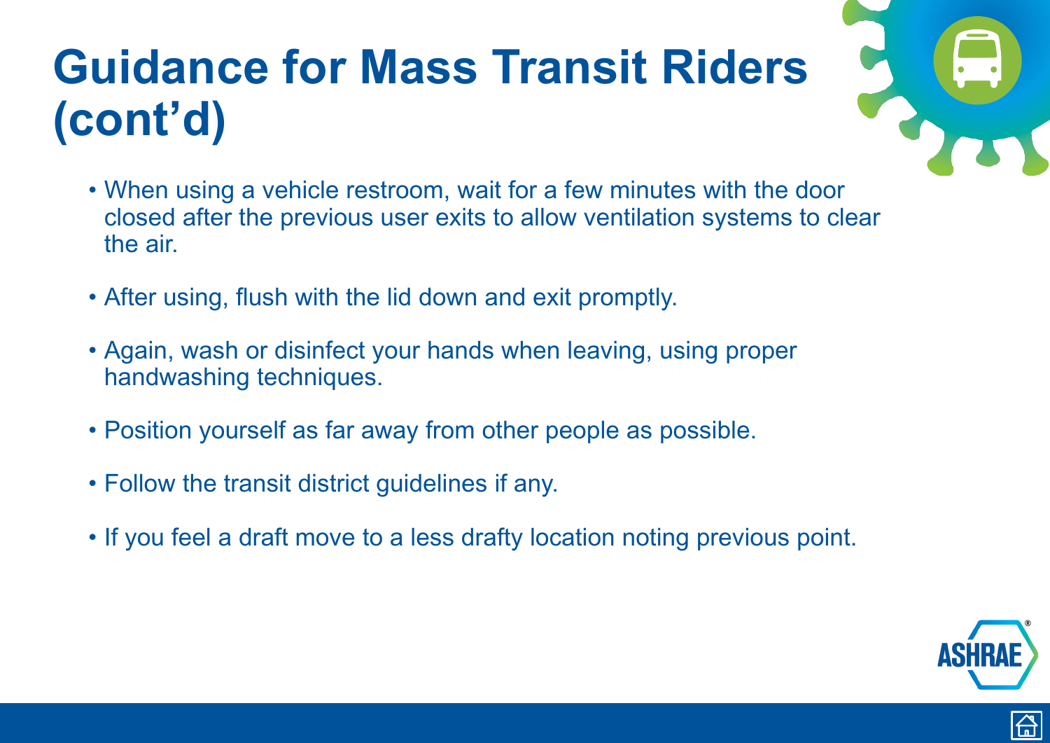# Guidance for Mass Transit Riders (cont'd)

- When using a vehicle restroom, wait for a few minutes with the door closed after the previous user exits to allow ventilation systems to clear the air.
- After using, flush with the lid down and exit promptly.
- Again, wash or disinfect your hands when leaving, using proper handwashing techniques.
- Position yourself as far away from other people as possible.
- Follow the transit district guidelines if any.
- If you feel a draft move to a less drafty location noting previous point.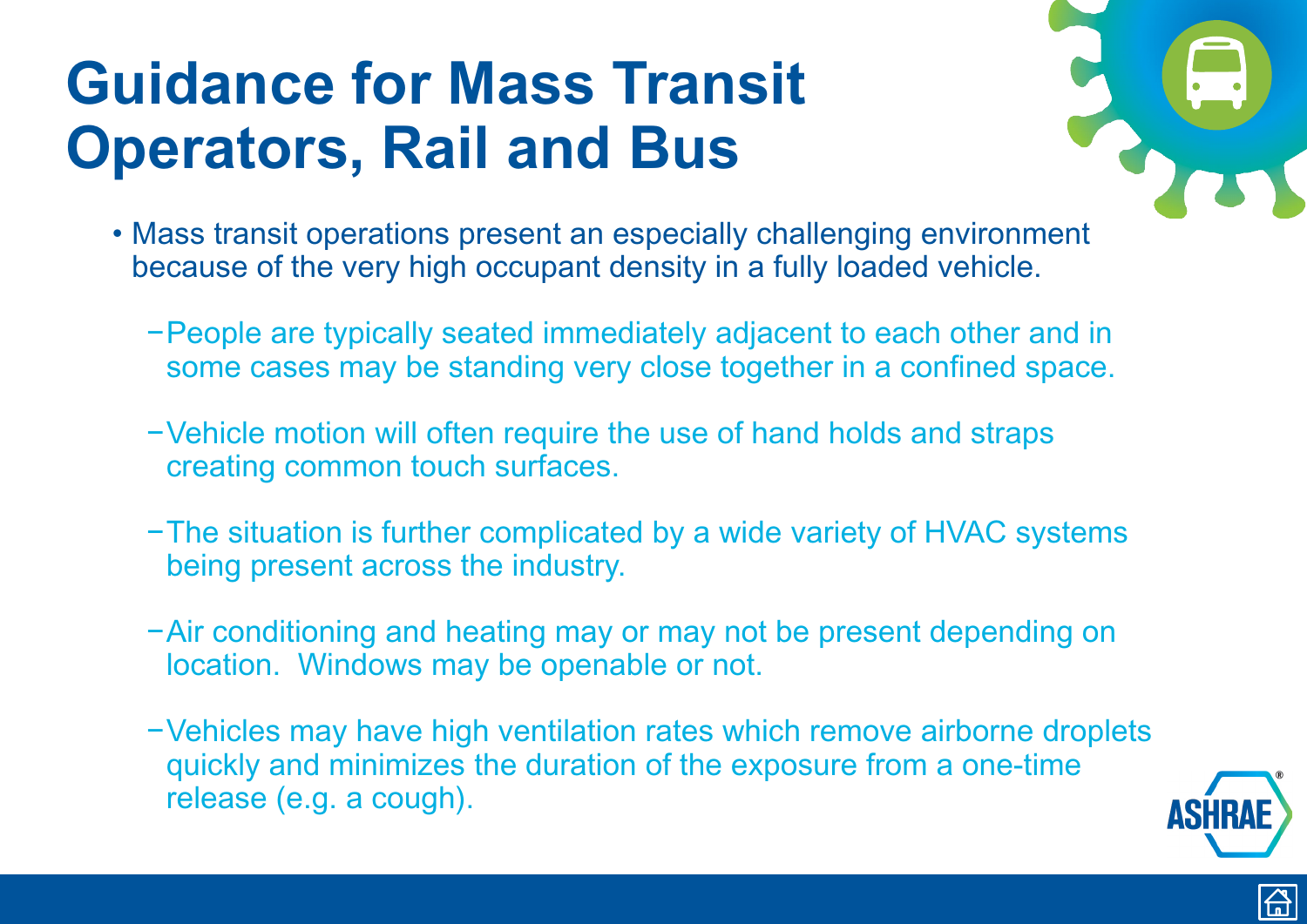# Guidance for Mass Transit Operators, Rail and Bus

- Mass transit operations present an especially challenging environment because of the very high occupant density in a fully loaded vehicle.
  - People are typically seated immediately adjacent to each other and in some cases may be standing very close together in a confined space.
  - Vehicle motion will often require the use of hand holds and straps creating common touch surfaces.
  - The situation is further complicated by a wide variety of HVAC systems being present across the industry.
  - Air conditioning and heating may or may not be present depending on location. Windows may be openable or not.
  - Vehicles may have high ventilation rates which remove airborne droplets quickly and minimizes the duration of the exposure from a one-time release (e.g. a cough).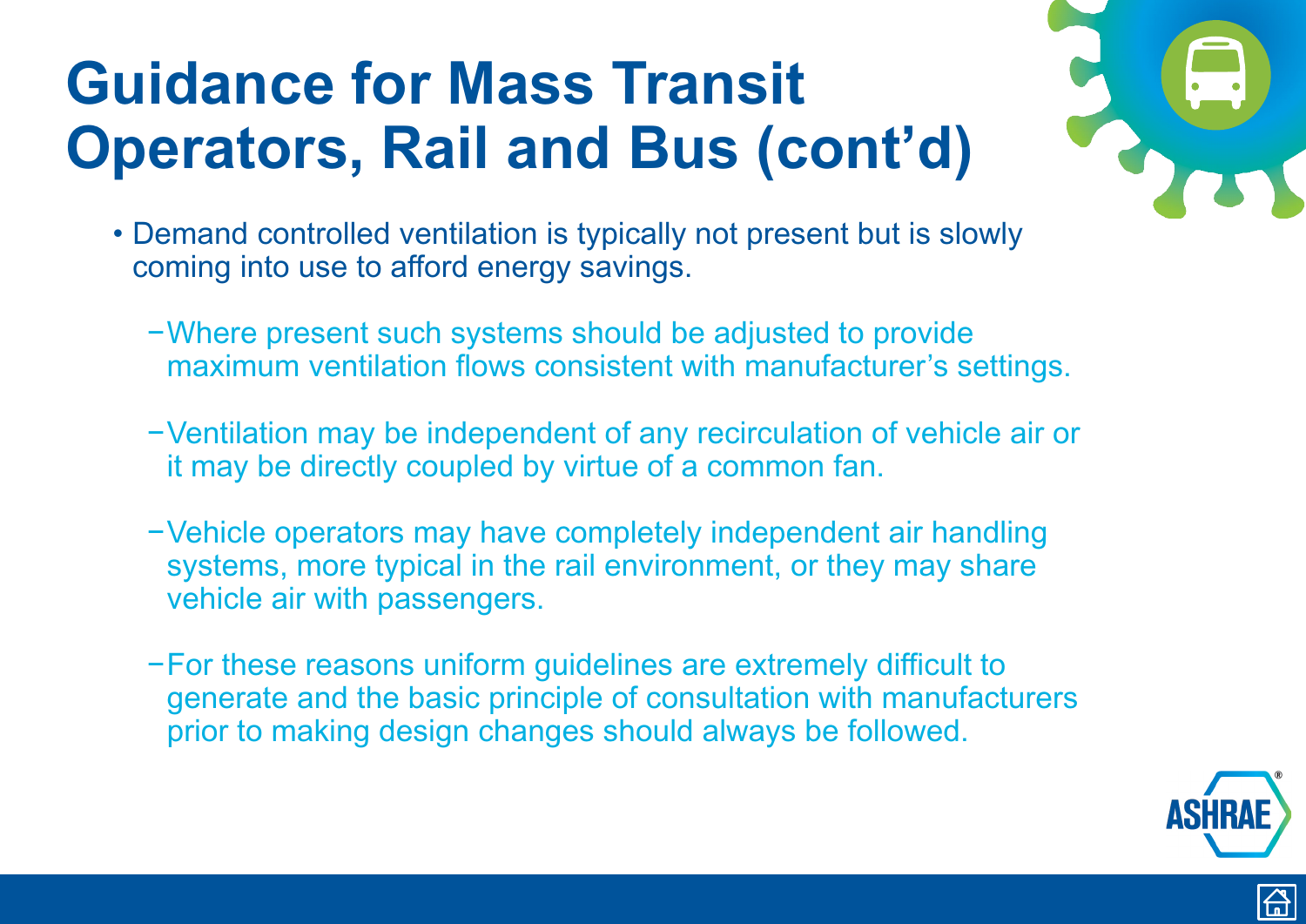# Guidance for Mass Transit Operators, Rail and Bus (cont'd)

- Demand controlled ventilation is typically not present but is slowly coming into use to afford energy savings.
  - Where present such systems should be adjusted to provide maximum ventilation flows consistent with manufacturer's settings.
  - Ventilation may be independent of any recirculation of vehicle air or it may be directly coupled by virtue of a common fan.
  - Vehicle operators may have completely independent air handling systems, more typical in the rail environment, or they may share vehicle air with passengers.
  - For these reasons uniform guidelines are extremely difficult to generate and the basic principle of consultation with manufacturers prior to making design changes should always be followed.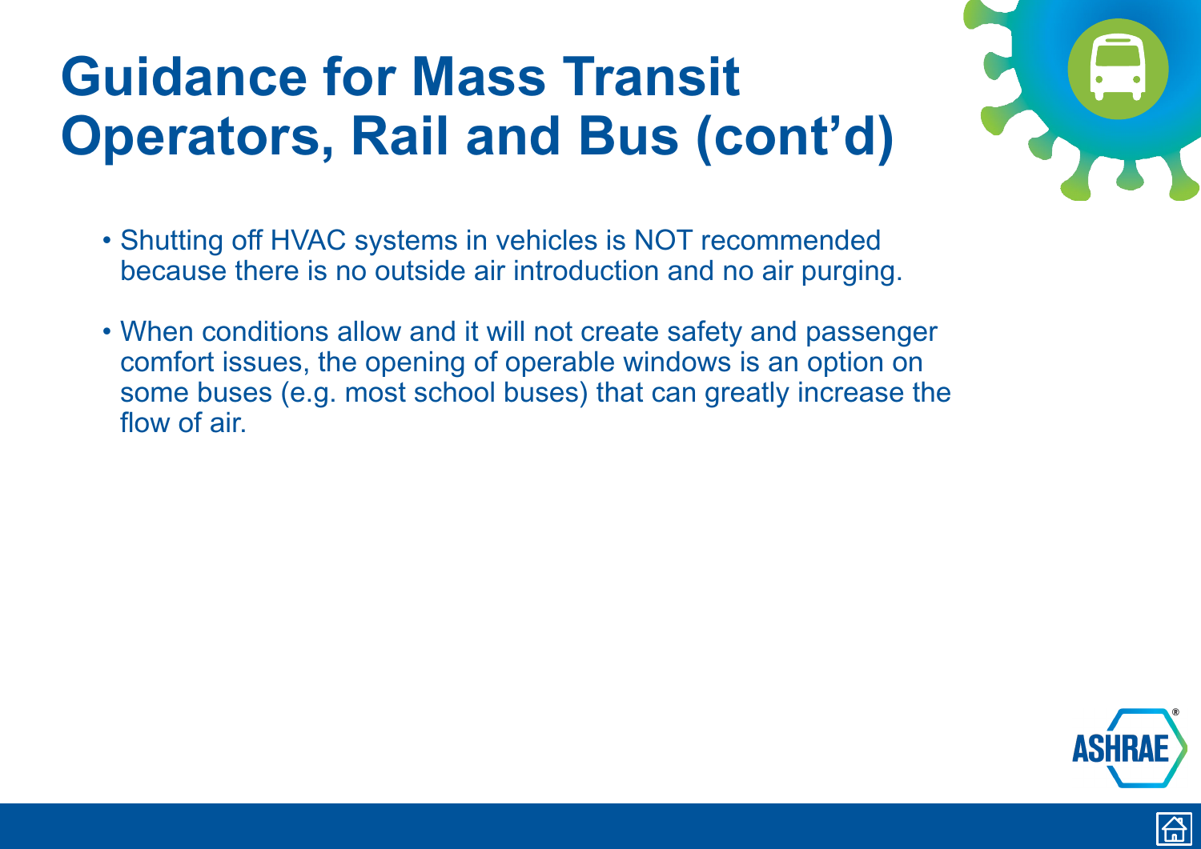# Guidance for Mass Transit Operators, Rail and Bus (cont'd)

- Shutting off HVAC systems in vehicles is NOT recommended because there is no outside air introduction and no air purging.
- When conditions allow and it will not create safety and passenger comfort issues, the opening of operable windows is an option on some buses (e.g. most school buses) that can greatly increase the flow of air.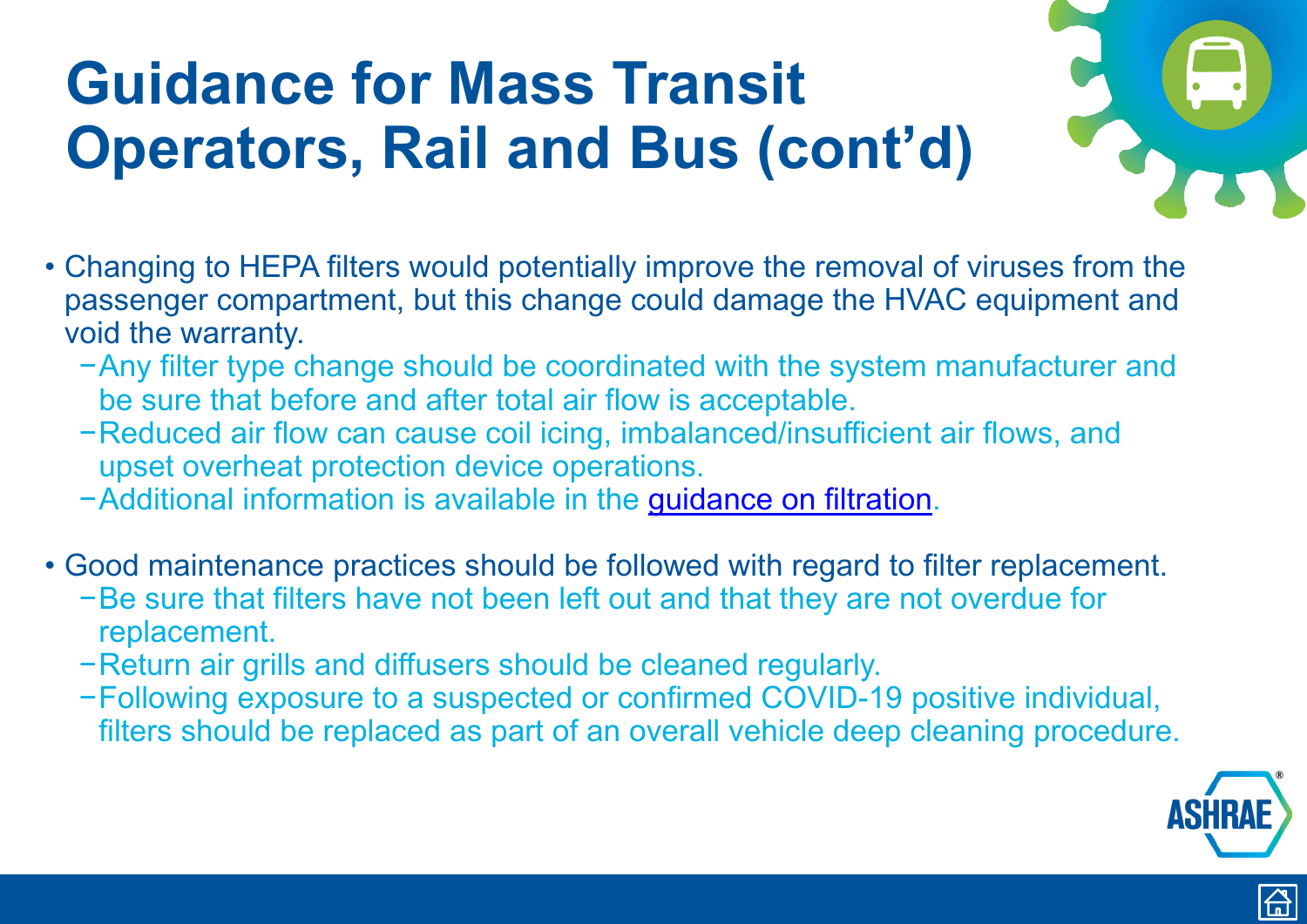# Guidance for Mass Transit Operators, Rail and Bus (cont'd)

- Changing to HEPA filters would potentially improve the removal of viruses from the passenger compartment, but this change could damage the HVAC equipment and void the warranty.
  - Any filter type change should be coordinated with the system manufacturer and be sure that before and after total air flow is acceptable.
  - Reduced air flow can cause coil icing, imbalanced/insufficient air flows, and upset overheat protection device operations.
  - Additional information is available in the guidance on filtration.
- Good maintenance practices should be followed with regard to filter replacement.
  - Be sure that filters have not been left out and that they are not overdue for replacement.
  - Return air grills and diffusers should be cleaned regularly.
  - Following exposure to a suspected or confirmed COVID-19 positive individual, filters should be replaced as part of an overall vehicle deep cleaning procedure.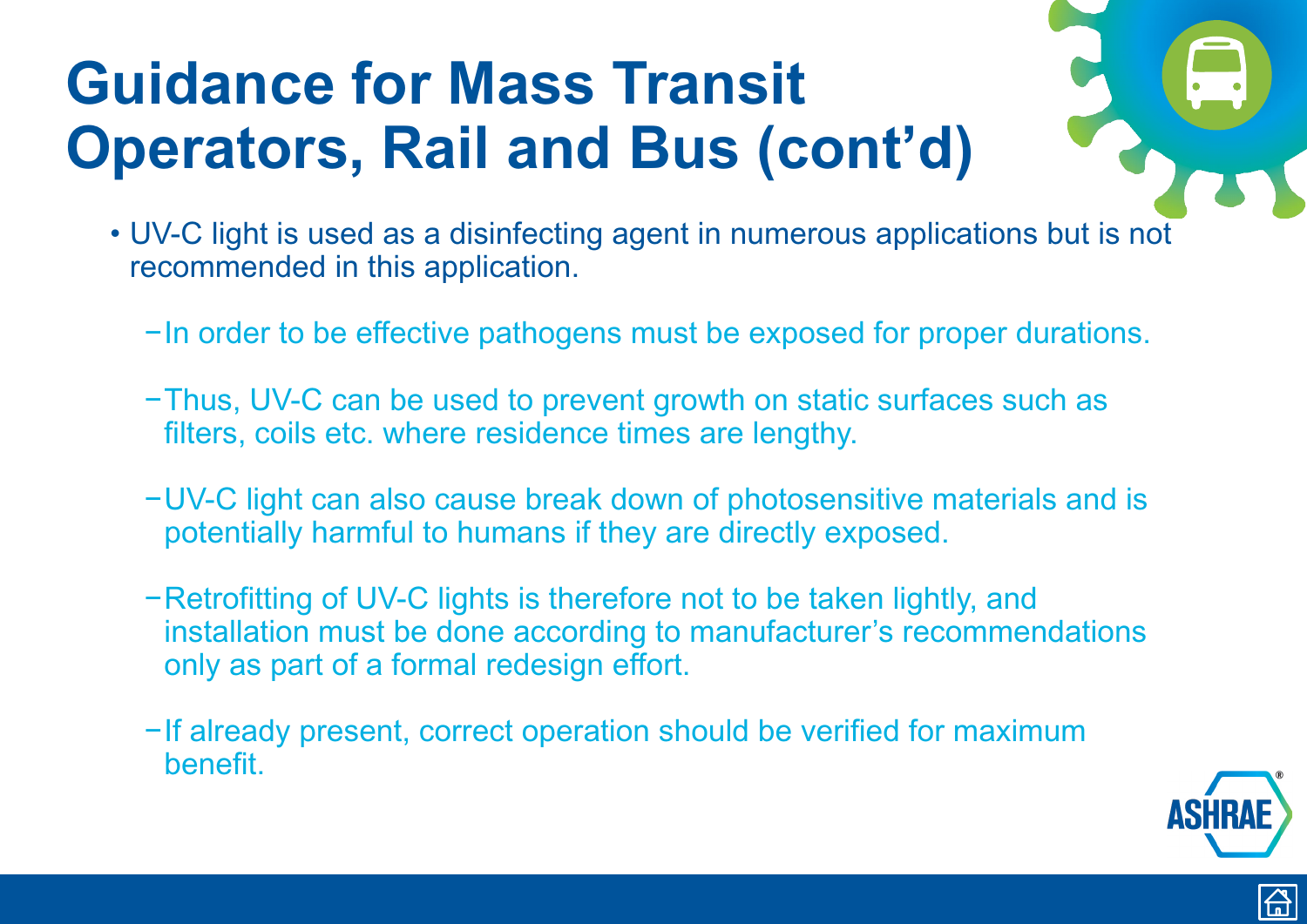# Guidance for Mass Transit Operators, Rail and Bus (cont'd)

- UV-C light is used as a disinfecting agent in numerous applications but is not recommended in this application.
  - In order to be effective pathogens must be exposed for proper durations.
  - Thus, UV-C can be used to prevent growth on static surfaces such as filters, coils etc. where residence times are lengthy.
  - UV-C light can also cause break down of photosensitive materials and is potentially harmful to humans if they are directly exposed.
  - Retrofitting of UV-C lights is therefore not to be taken lightly, and installation must be done according to manufacturer's recommendations only as part of a formal redesign effort.
  - If already present, correct operation should be verified for maximum benefit.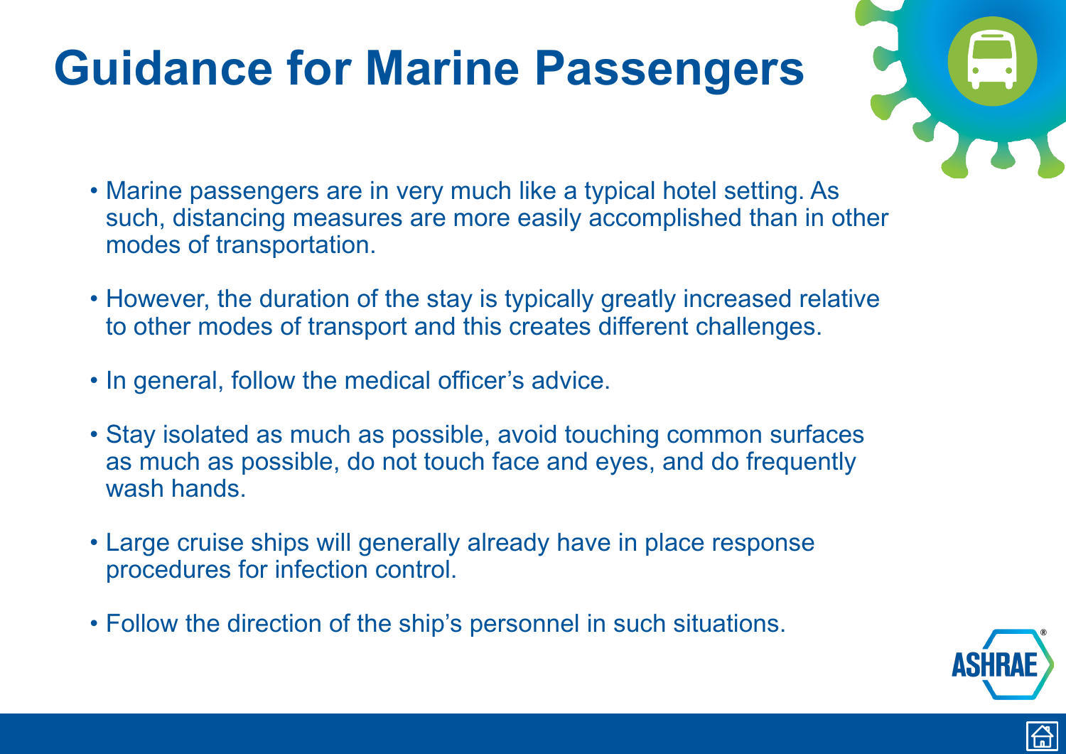# Guidance for Marine Passengers

- Marine passengers are in very much like a typical hotel setting. As such, distancing measures are more easily accomplished than in other modes of transportation.
- However, the duration of the stay is typically greatly increased relative to other modes of transport and this creates different challenges.
- In general, follow the medical officer's advice.
- Stay isolated as much as possible, avoid touching common surfaces as much as possible, do not touch face and eyes, and do frequently wash hands.
- Large cruise ships will generally already have in place response procedures for infection control.
- Follow the direction of the ship's personnel in such situations.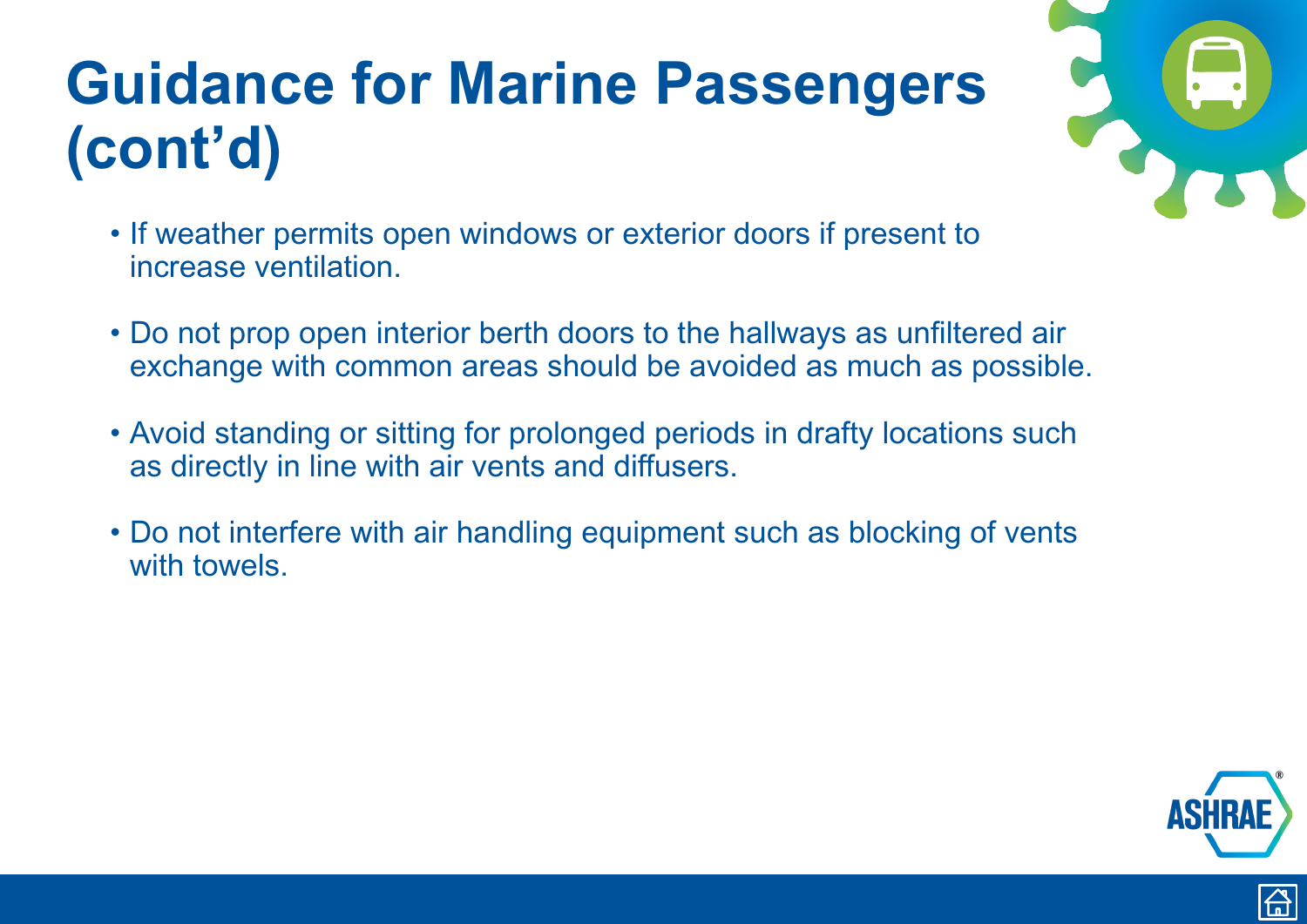# Guidance for Marine Passengers (cont'd)

- If weather permits open windows or exterior doors if present to increase ventilation.
- Do not prop open interior berth doors to the hallways as unfiltered air exchange with common areas should be avoided as much as possible.
- Avoid standing or sitting for prolonged periods in drafty locations such as directly in line with air vents and diffusers.
- Do not interfere with air handling equipment such as blocking of vents with towels.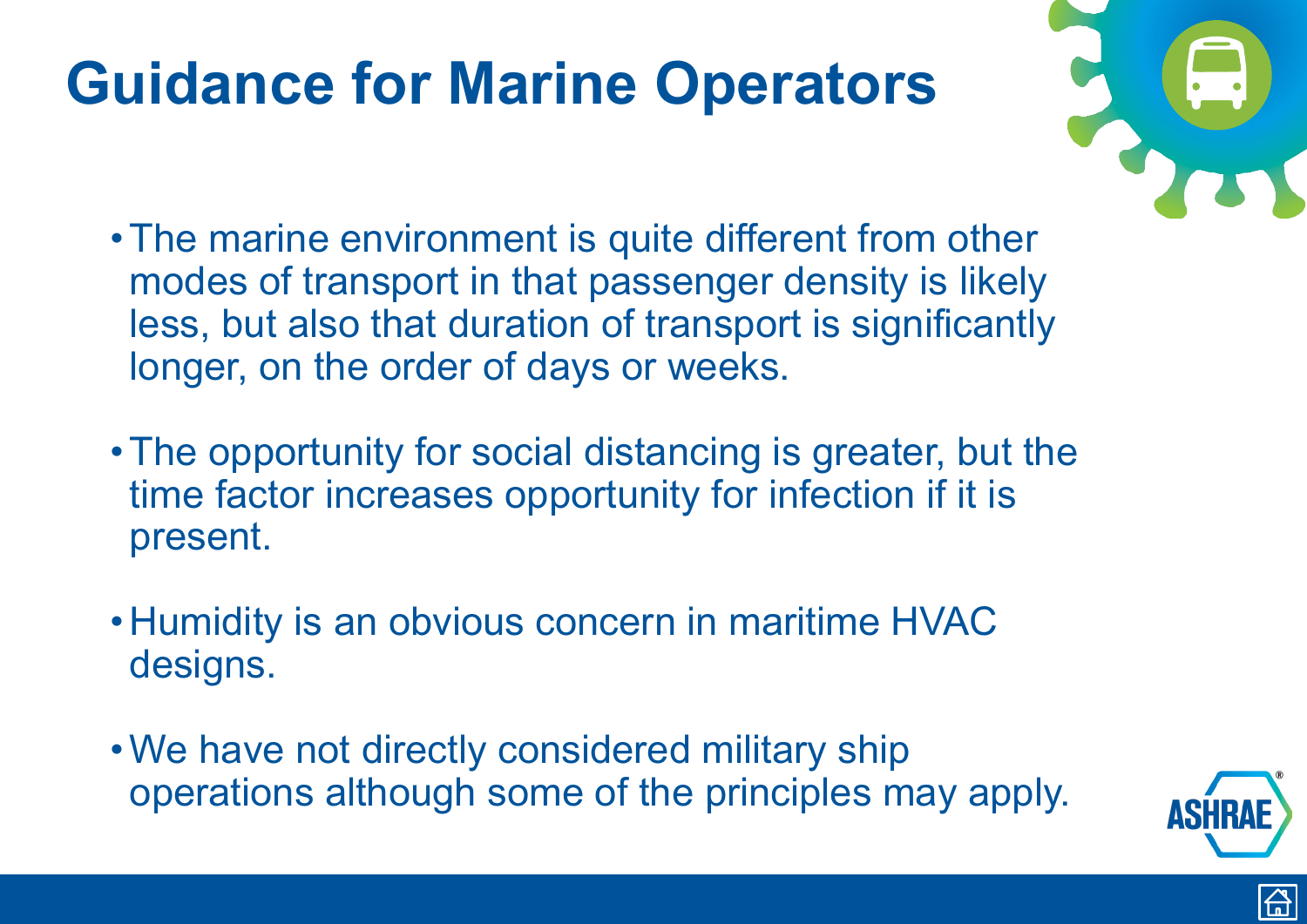# Guidance for Marine Operators

- The marine environment is quite different from other modes of transport in that passenger density is likely less, but also that duration of transport is significantly longer, on the order of days or weeks.
- The opportunity for social distancing is greater, but the time factor increases opportunity for infection if it is present.
- Humidity is an obvious concern in maritime HVAC designs.
- We have not directly considered military ship operations although some of the principles may apply.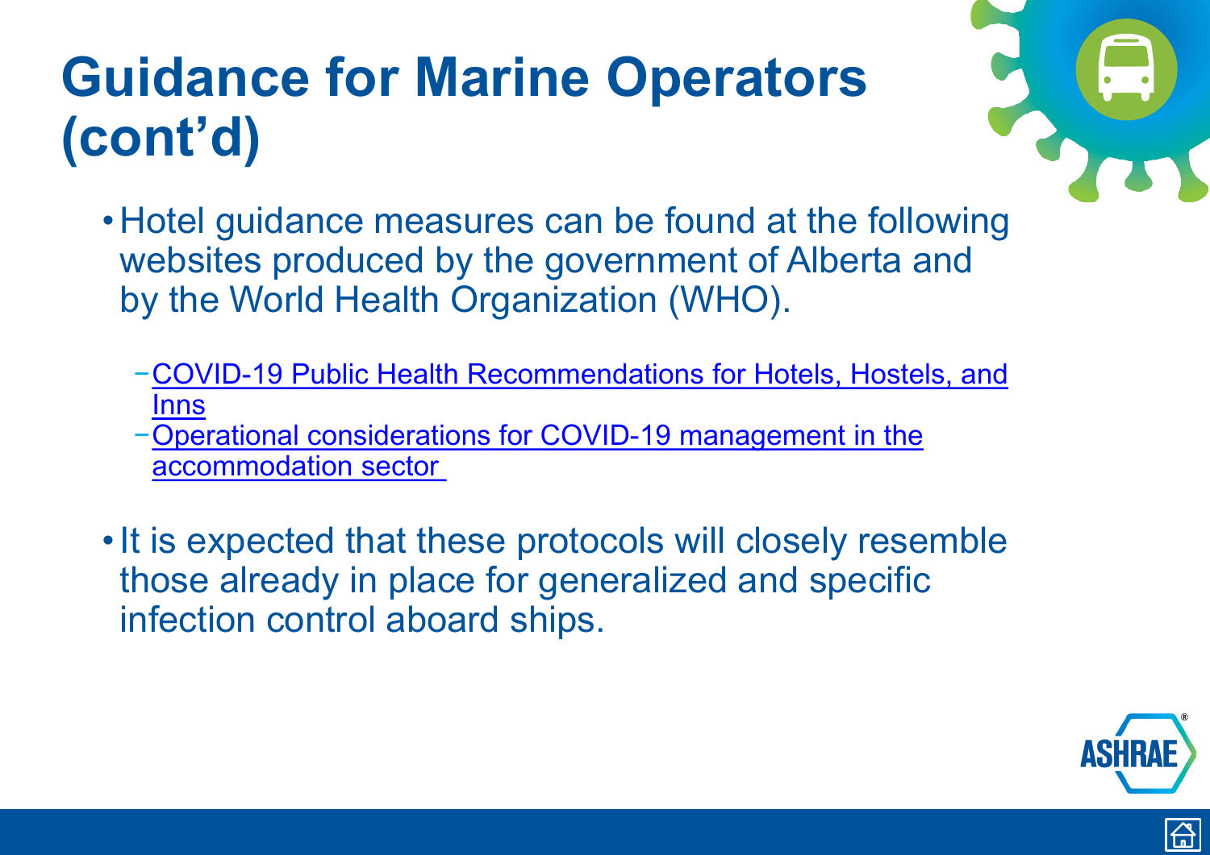# Guidance for Marine Operators (cont'd)

- Hotel guidance measures can be found at the following websites produced by the government of Alberta and by the World Health Organization (WHO).
  - COVID-19 Public Health Recommendations for Hotels, Hostels, and Inns
  - Operational considerations for COVID-19 management in the accommodation sector
- It is expected that these protocols will closely resemble those already in place for generalized and specific infection control aboard ships.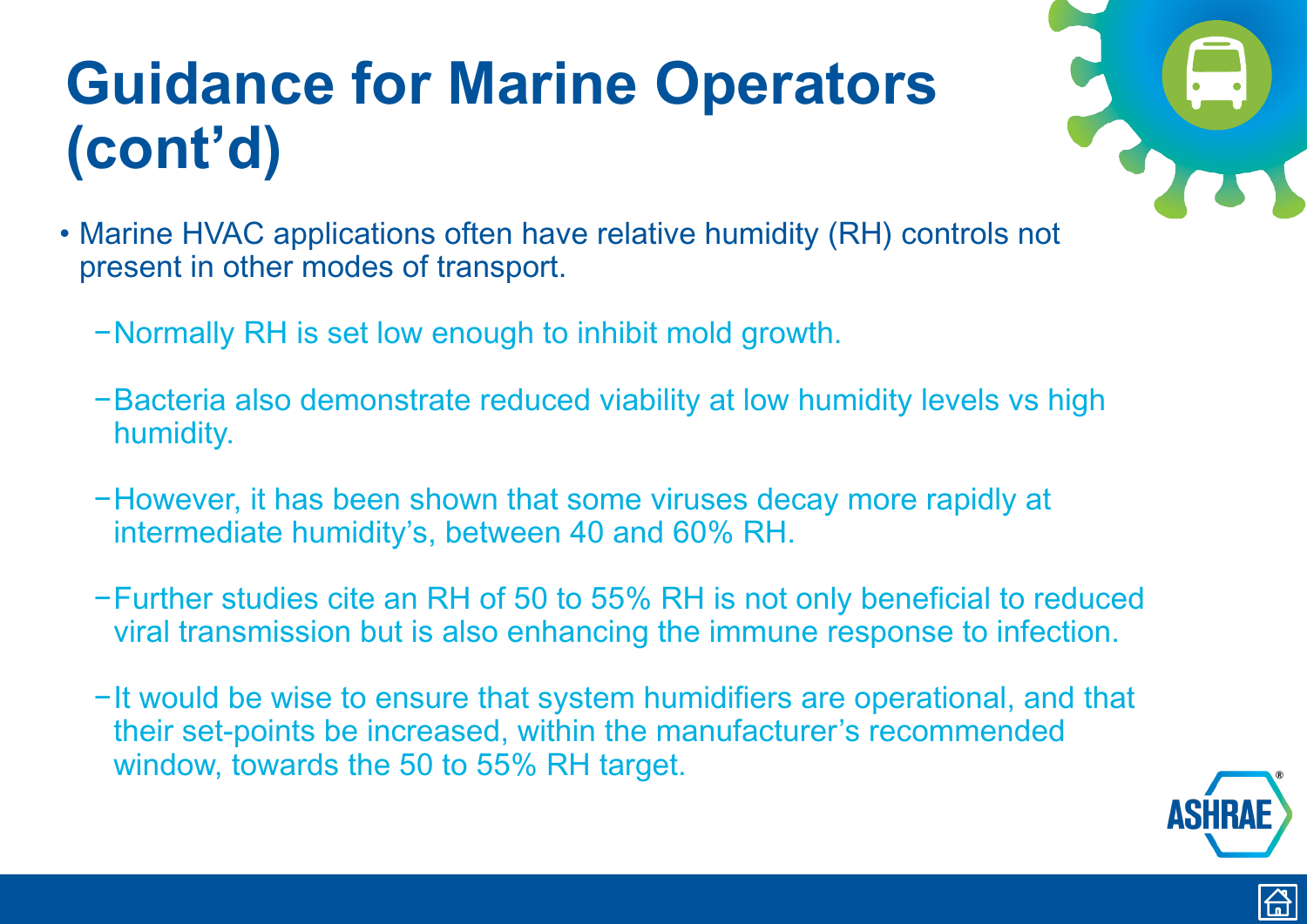# Guidance for Marine Operators (cont'd)

- Marine HVAC applications often have relative humidity (RH) controls not present in other modes of transport.
  - Normally RH is set low enough to inhibit mold growth.
  - Bacteria also demonstrate reduced viability at low humidity levels vs high humidity.
  - However, it has been shown that some viruses decay more rapidly at intermediate humidity's, between 40 and 60% RH.
  - Further studies cite an RH of 50 to 55% RH is not only beneficial to reduced viral transmission but is also enhancing the immune response to infection.
  - It would be wise to ensure that system humidifiers are operational, and that their set-points be increased, within the manufacturer's recommended window, towards the 50 to 55% RH target.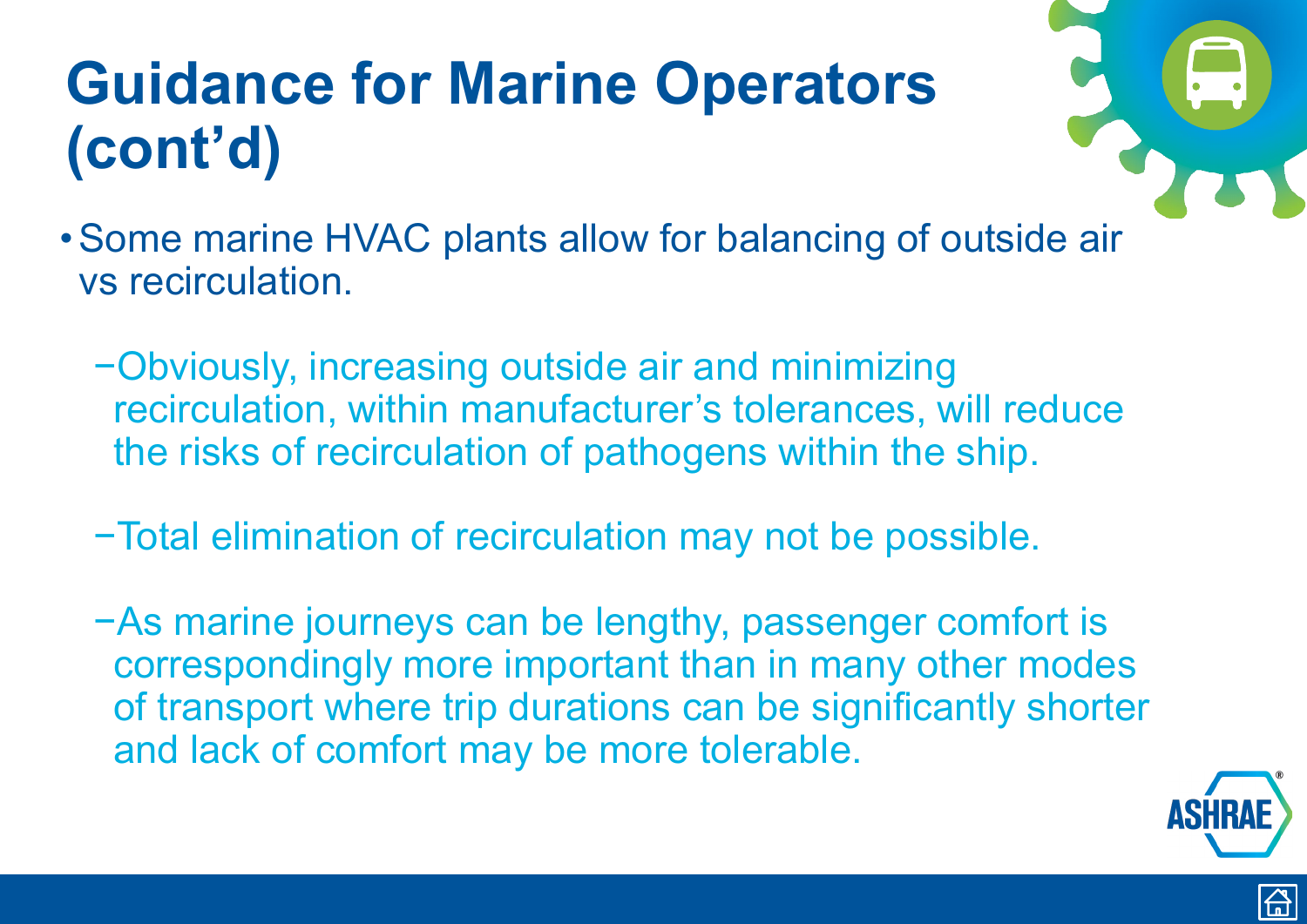# Guidance for Marine Operators (cont'd)

- Some marine HVAC plants allow for balancing of outside air vs recirculation.
  - Obviously, increasing outside air and minimizing recirculation, within manufacturer's tolerances, will reduce the risks of recirculation of pathogens within the ship.
  - Total elimination of recirculation may not be possible.
  - As marine journeys can be lengthy, passenger comfort is correspondingly more important than in many other modes of transport where trip durations can be significantly shorter and lack of comfort may be more tolerable.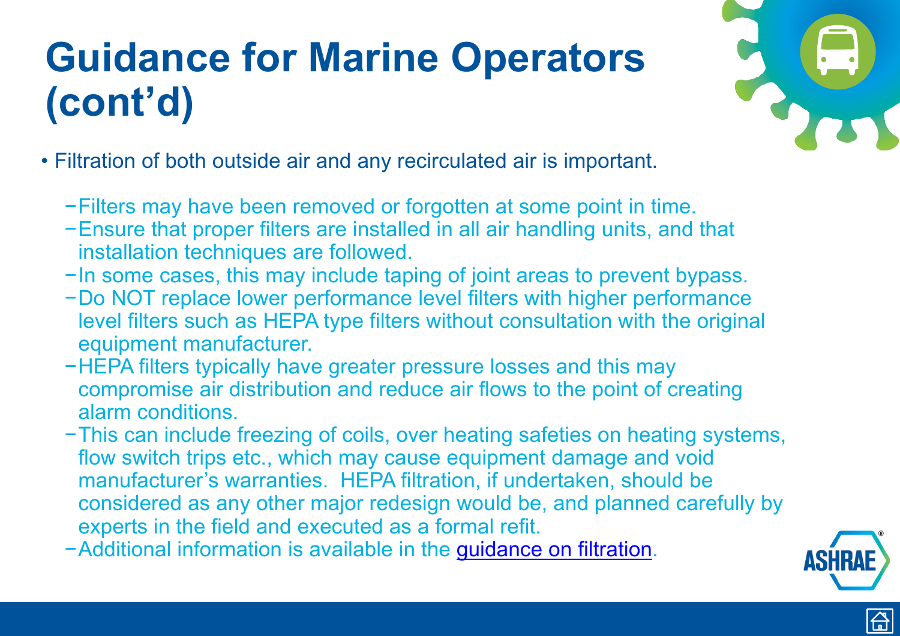# Guidance for Marine Operators (cont'd)

- Filtration of both outside air and any recirculated air is important.
  - Filters may have been removed or forgotten at some point in time.
  - Ensure that proper filters are installed in all air handling units, and that installation techniques are followed.
  - In some cases, this may include taping of joint areas to prevent bypass.
  - Do NOT replace lower performance level filters with higher performance level filters such as HEPA type filters without consultation with the original equipment manufacturer.
  - HEPA filters typically have greater pressure losses and this may compromise air distribution and reduce air flows to the point of creating alarm conditions.
  - This can include freezing of coils, over heating safeties on heating systems, flow switch trips etc., which may cause equipment damage and void manufacturer's warranties. HEPA filtration, if undertaken, should be considered as any other major redesign would be, and planned carefully by experts in the field and executed as a formal refit.
  - Additional information is available in the guidance on filtration.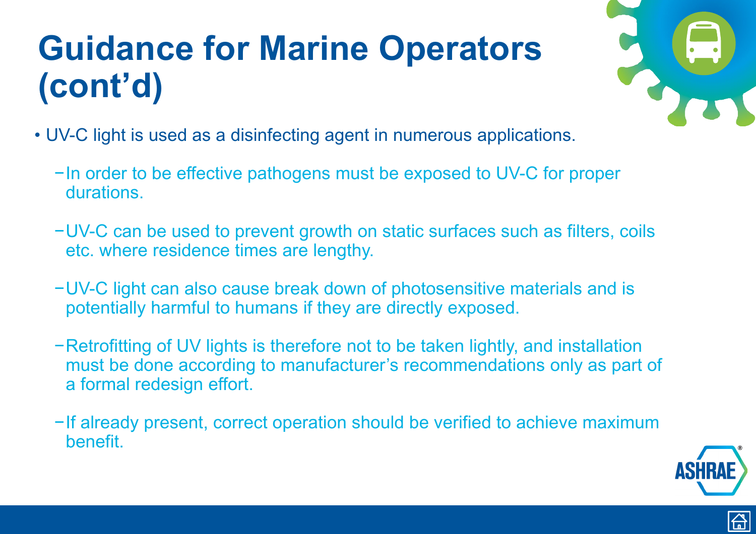# Guidance for Marine Operators (cont'd)

- UV-C light is used as a disinfecting agent in numerous applications.
  - In order to be effective pathogens must be exposed to UV-C for proper durations.
  - UV-C can be used to prevent growth on static surfaces such as filters, coils etc. where residence times are lengthy.
  - UV-C light can also cause break down of photosensitive materials and is potentially harmful to humans if they are directly exposed.
  - Retrofitting of UV lights is therefore not to be taken lightly, and installation must be done according to manufacturer's recommendations only as part of a formal redesign effort.
  - If already present, correct operation should be verified to achieve maximum benefit.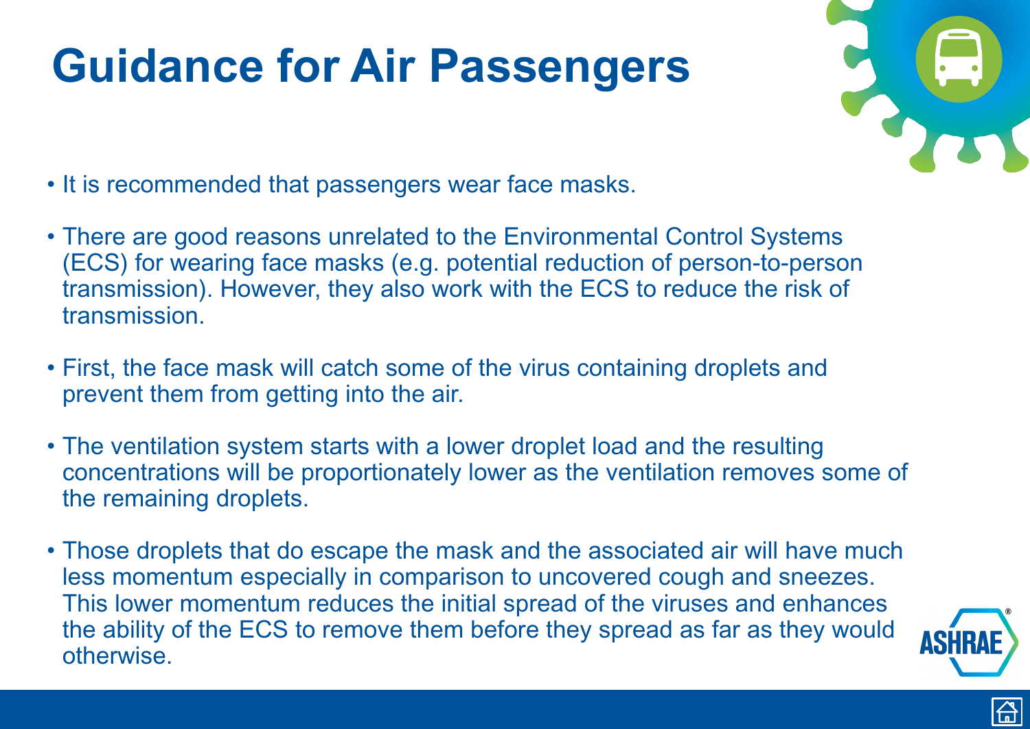# Guidance for Air Passengers

- It is recommended that passengers wear face masks.
- There are good reasons unrelated to the Environmental Control Systems (ECS) for wearing face masks (e.g. potential reduction of person-to-person transmission). However, they also work with the ECS to reduce the risk of transmission.
- First, the face mask will catch some of the virus containing droplets and prevent them from getting into the air.
- The ventilation system starts with a lower droplet load and the resulting concentrations will be proportionately lower as the ventilation removes some of the remaining droplets.
- Those droplets that do escape the mask and the associated air will have much less momentum especially in comparison to uncovered cough and sneezes. This lower momentum reduces the initial spread of the viruses and enhances the ability of the ECS to remove them before they spread as far as they would otherwise.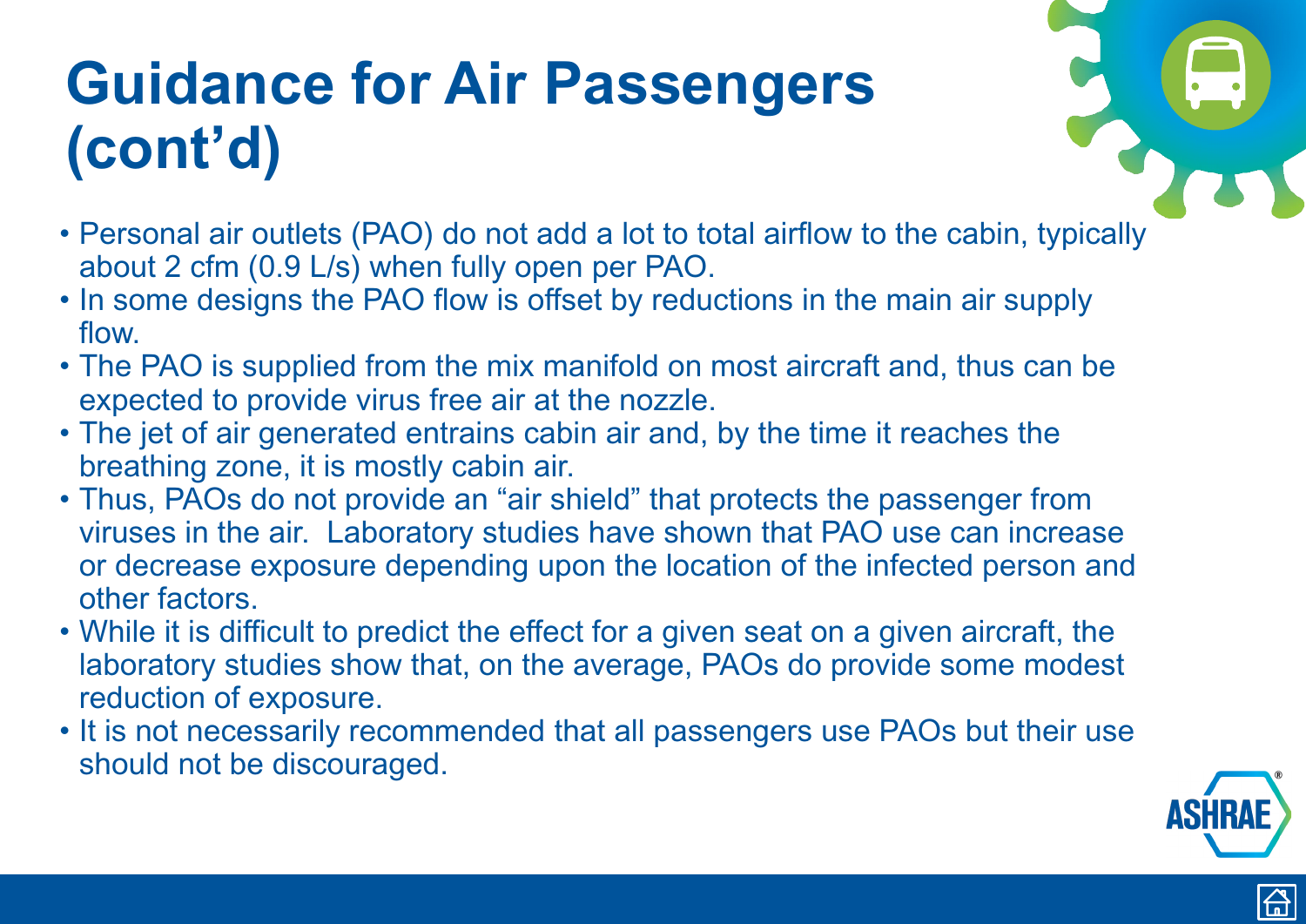# Guidance for Air Passengers (cont'd)

- Personal air outlets (PAO) do not add a lot to total airflow to the cabin, typically about 2 cfm (0.9 L/s) when fully open per PAO.
- In some designs the PAO flow is offset by reductions in the main air supply flow.
- The PAO is supplied from the mix manifold on most aircraft and, thus can be expected to provide virus free air at the nozzle.
- The jet of air generated entrains cabin air and, by the time it reaches the breathing zone, it is mostly cabin air.
- Thus, PAOs do not provide an "air shield" that protects the passenger from viruses in the air. Laboratory studies have shown that PAO use can increase or decrease exposure depending upon the location of the infected person and other factors.
- While it is difficult to predict the effect for a given seat on a given aircraft, the laboratory studies show that, on the average, PAOs do provide some modest reduction of exposure.
- It is not necessarily recommended that all passengers use PAOs but their use should not be discouraged.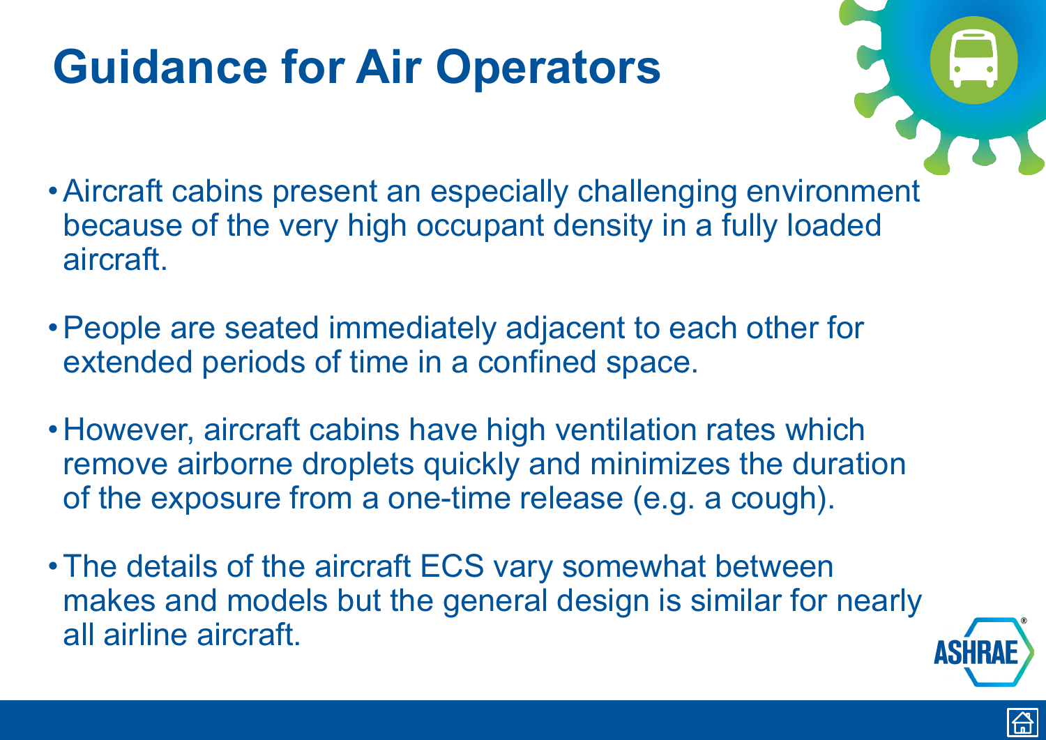# Guidance for Air Operators

- Aircraft cabins present an especially challenging environment because of the very high occupant density in a fully loaded aircraft.
- People are seated immediately adjacent to each other for extended periods of time in a confined space.
- However, aircraft cabins have high ventilation rates which remove airborne droplets quickly and minimizes the duration of the exposure from a one-time release (e.g. a cough).
- The details of the aircraft ECS vary somewhat between makes and models but the general design is similar for nearly all airline aircraft.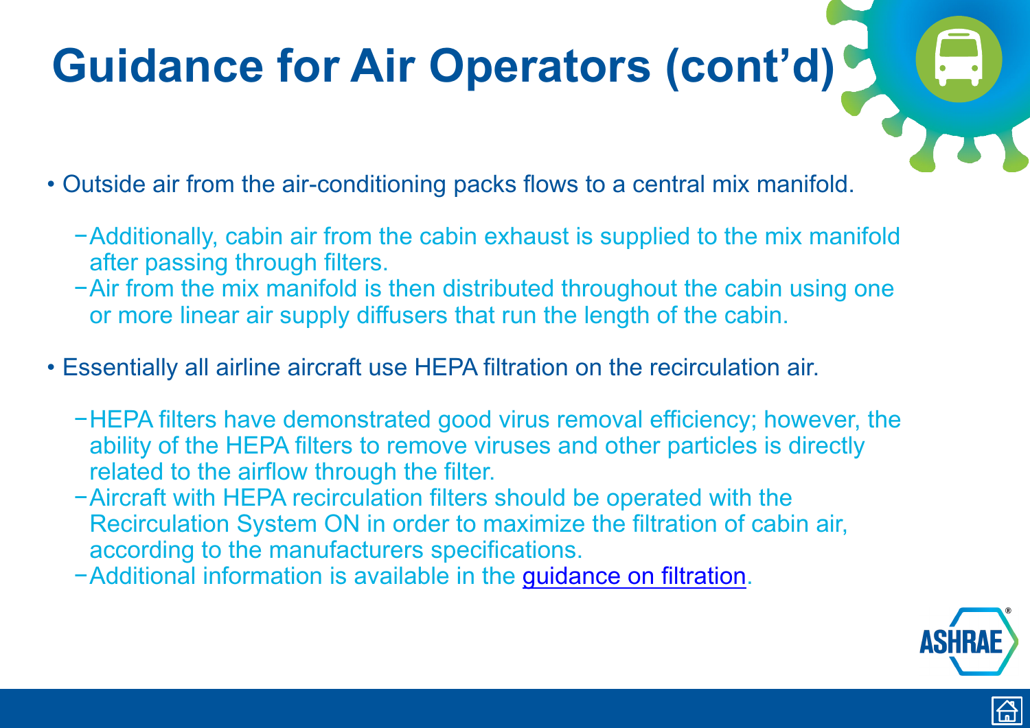# Guidance for Air Operators (cont'd)

- Outside air from the air-conditioning packs flows to a central mix manifold.
  - Additionally, cabin air from the cabin exhaust is supplied to the mix manifold after passing through filters.
  - Air from the mix manifold is then distributed throughout the cabin using one or more linear air supply diffusers that run the length of the cabin.
- Essentially all airline aircraft use HEPA filtration on the recirculation air.
  - HEPA filters have demonstrated good virus removal efficiency; however, the ability of the HEPA filters to remove viruses and other particles is directly related to the airflow through the filter.
  - Aircraft with HEPA recirculation filters should be operated with the Recirculation System ON in order to maximize the filtration of cabin air, according to the manufacturers specifications.
  - Additional information is available in the guidance on filtration.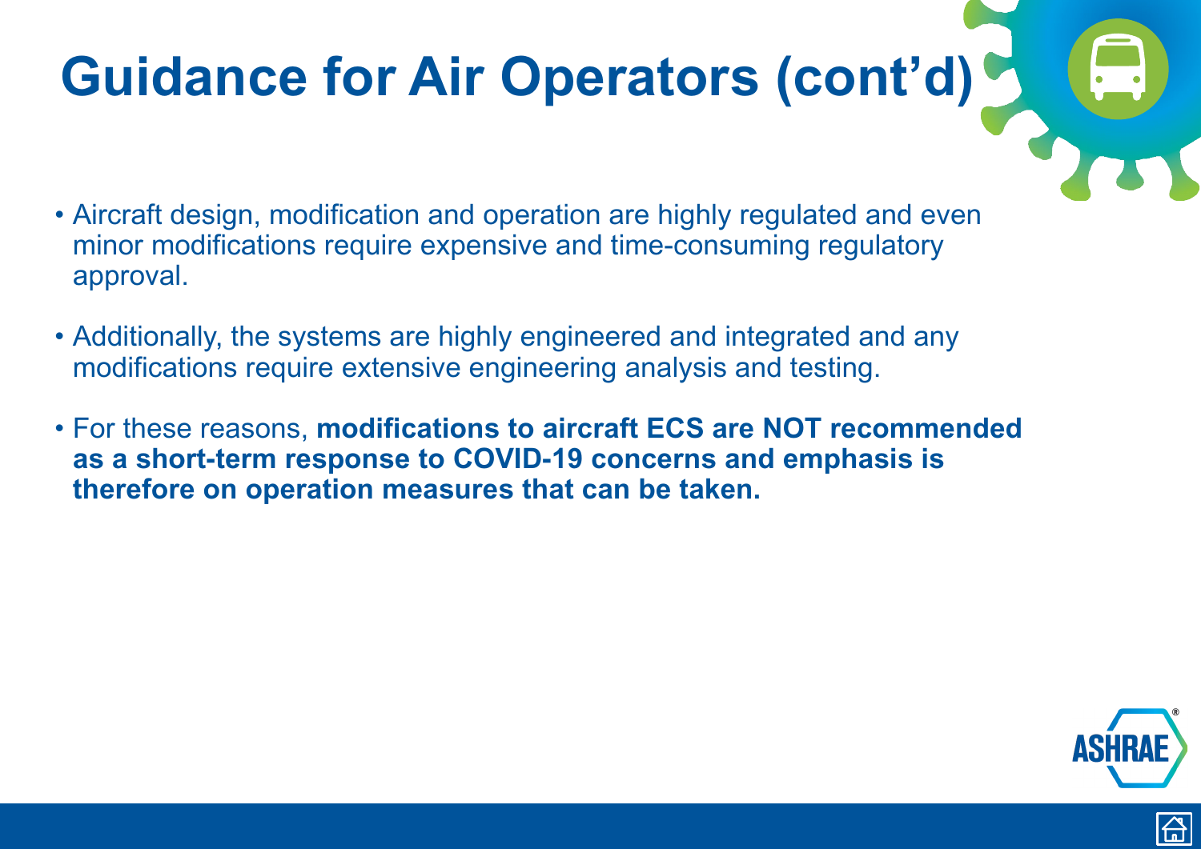# Guidance for Air Operators (cont'd)

- Aircraft design, modification and operation are highly regulated and even minor modifications require expensive and time-consuming regulatory approval.
- Additionally, the systems are highly engineered and integrated and any modifications require extensive engineering analysis and testing.
- For these reasons, **modifications to aircraft ECS are NOT recommended as a short-term response to COVID-19 concerns and emphasis is therefore on operation measures that can be taken.**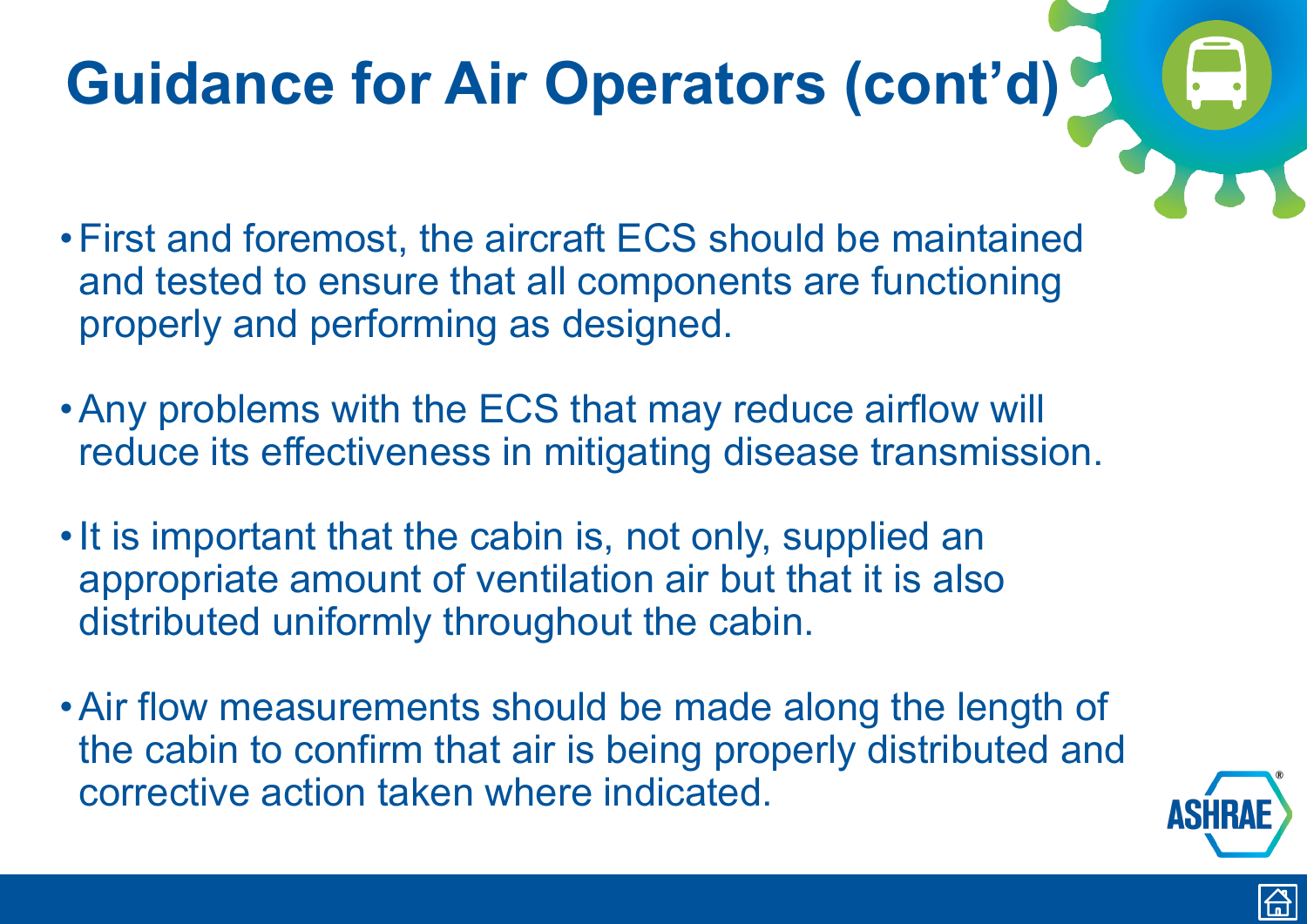# Guidance for Air Operators (cont'd)

- First and foremost, the aircraft ECS should be maintained and tested to ensure that all components are functioning properly and performing as designed.
- Any problems with the ECS that may reduce airflow will reduce its effectiveness in mitigating disease transmission.
- It is important that the cabin is, not only, supplied an appropriate amount of ventilation air but that it is also distributed uniformly throughout the cabin.
- Air flow measurements should be made along the length of the cabin to confirm that air is being properly distributed and corrective action taken where indicated.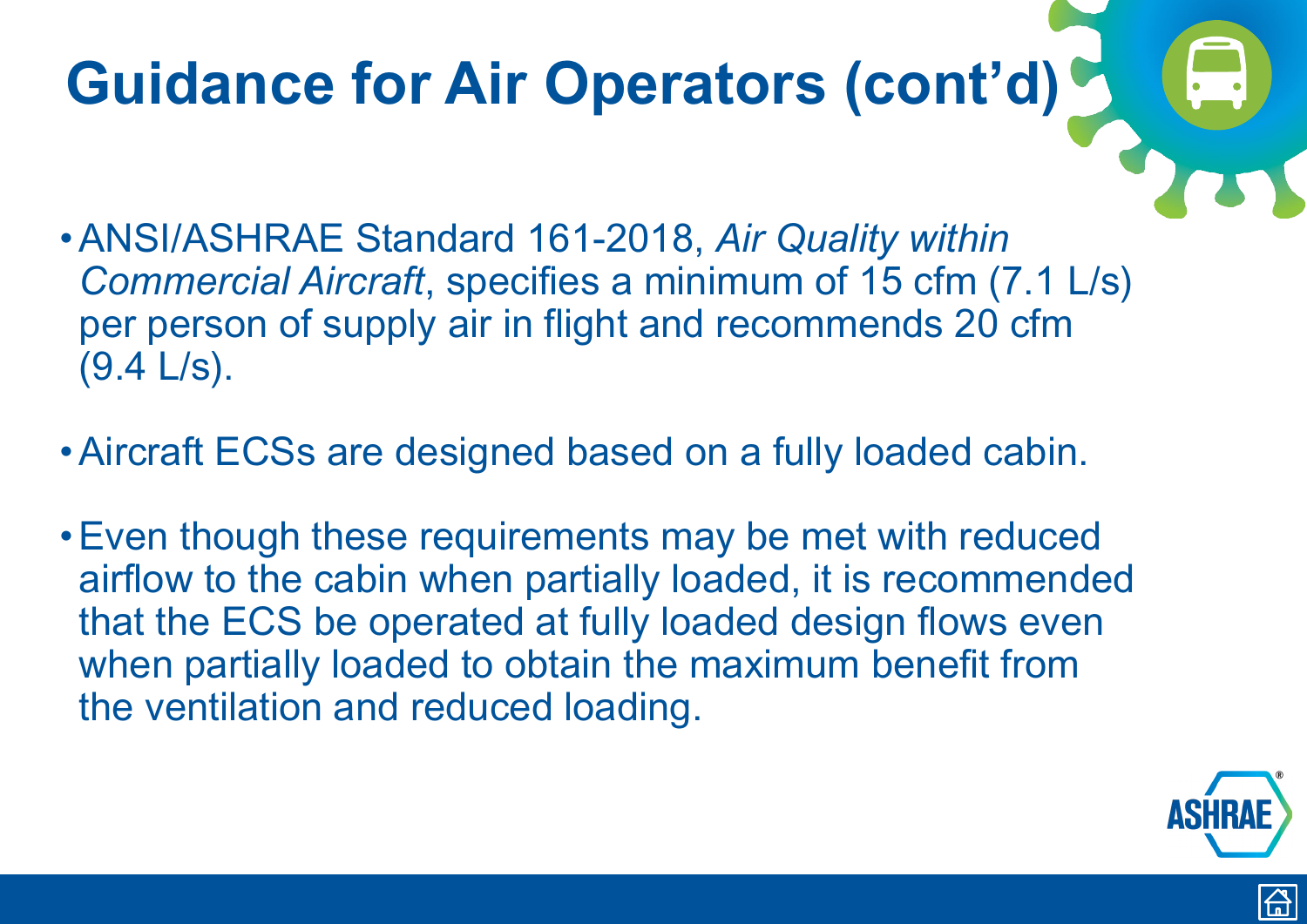# Guidance for Air Operators (cont'd)

- ANSI/ASHRAE Standard 161-2018, *Air Quality within Commercial Aircraft*, specifies a minimum of 15 cfm (7.1 L/s) per person of supply air in flight and recommends 20 cfm (9.4 L/s).
- Aircraft ECSs are designed based on a fully loaded cabin.
- Even though these requirements may be met with reduced airflow to the cabin when partially loaded, it is recommended that the ECS be operated at fully loaded design flows even when partially loaded to obtain the maximum benefit from the ventilation and reduced loading.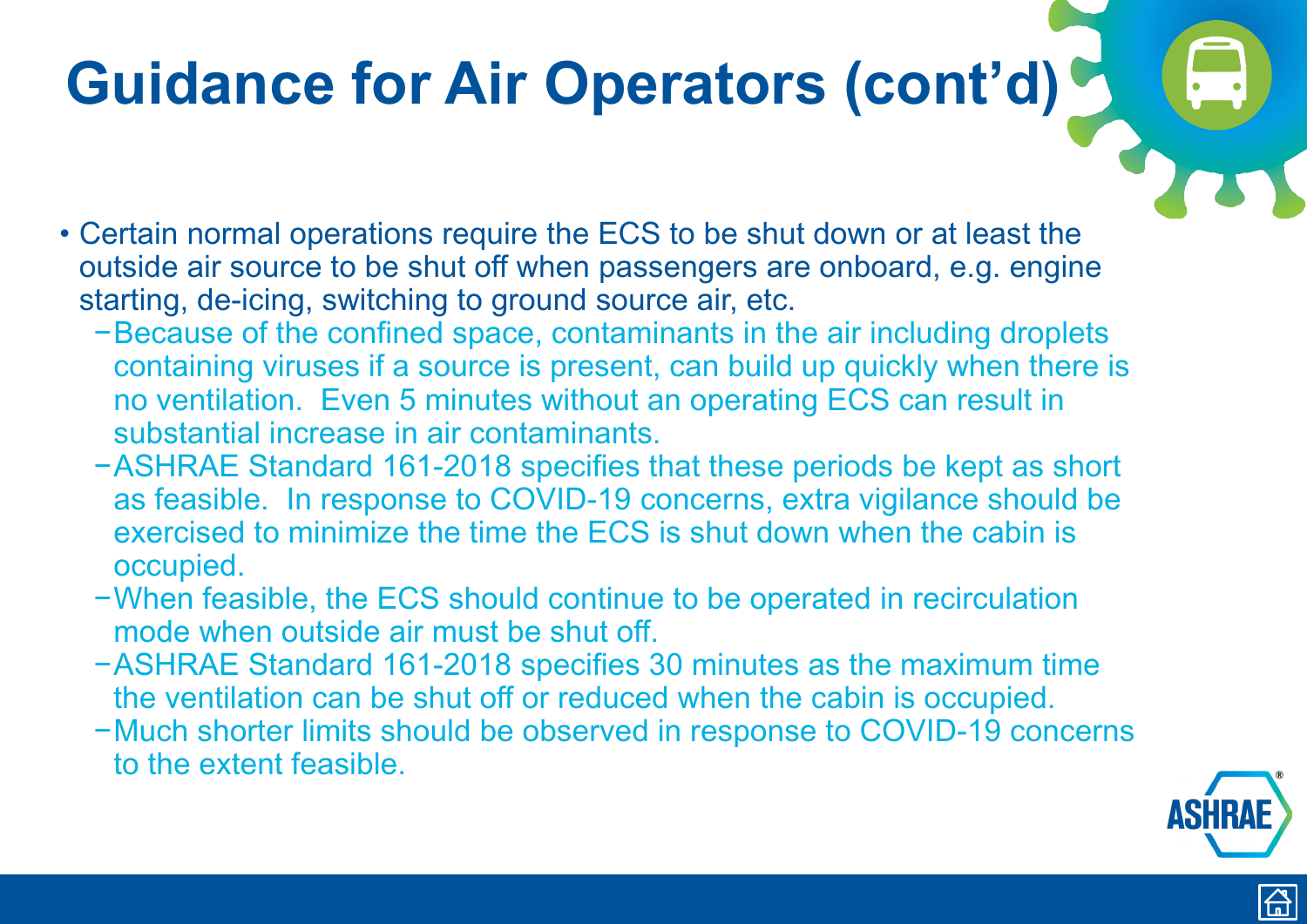# Guidance for Air Operators (cont'd)

- Certain normal operations require the ECS to be shut down or at least the outside air source to be shut off when passengers are onboard, e.g. engine starting, de-icing, switching to ground source air, etc.
  - Because of the confined space, contaminants in the air including droplets containing viruses if a source is present, can build up quickly when there is no ventilation. Even 5 minutes without an operating ECS can result in substantial increase in air contaminants.
  - ASHRAE Standard 161-2018 specifies that these periods be kept as short as feasible. In response to COVID-19 concerns, extra vigilance should be exercised to minimize the time the ECS is shut down when the cabin is occupied.
  - When feasible, the ECS should continue to be operated in recirculation mode when outside air must be shut off.
  - ASHRAE Standard 161-2018 specifies 30 minutes as the maximum time the ventilation can be shut off or reduced when the cabin is occupied.
  - Much shorter limits should be observed in response to COVID-19 concerns to the extent feasible.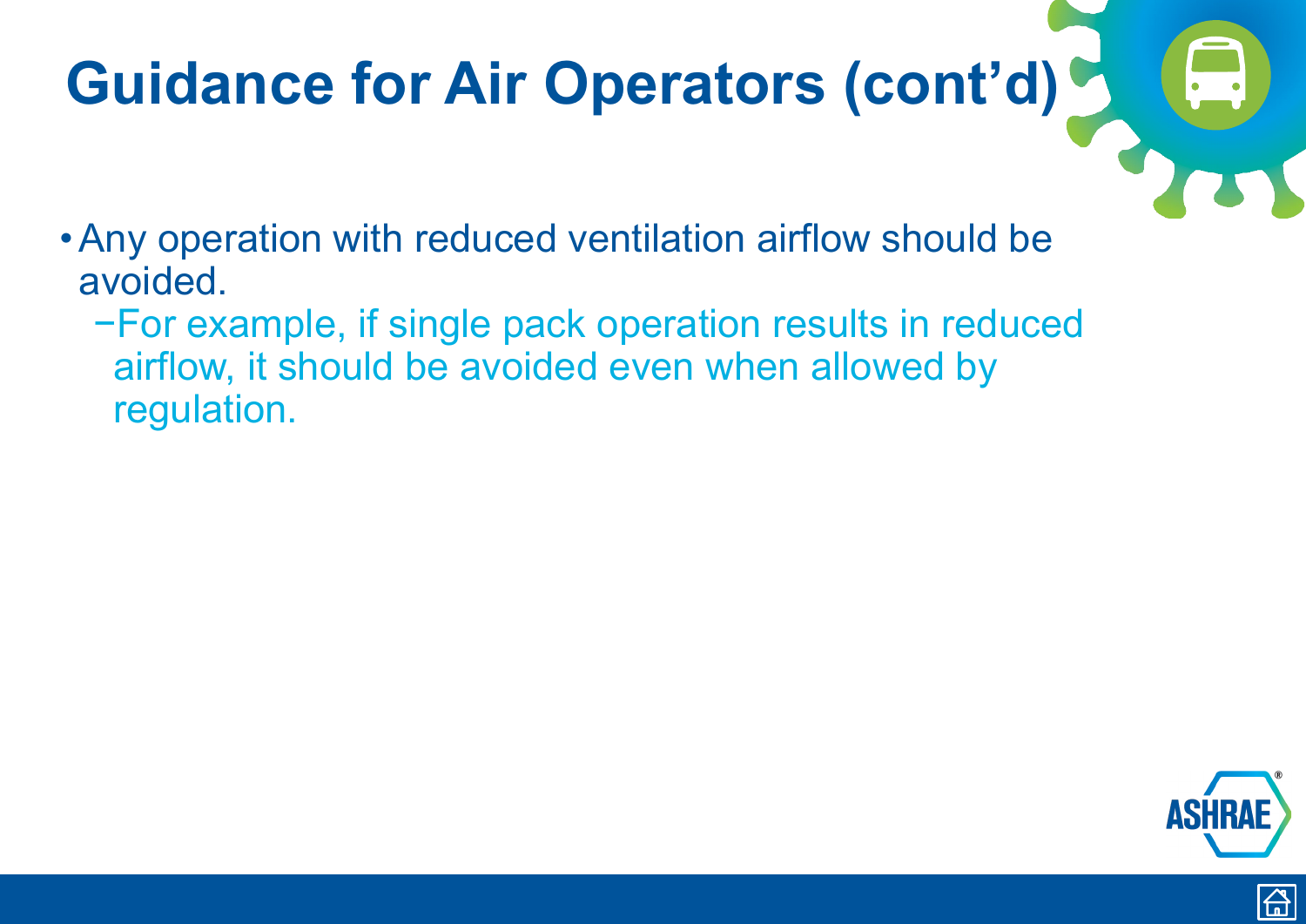# Guidance for Air Operators (cont'd)

- Any operation with reduced ventilation airflow should be avoided.
  - For example, if single pack operation results in reduced airflow, it should be avoided even when allowed by regulation.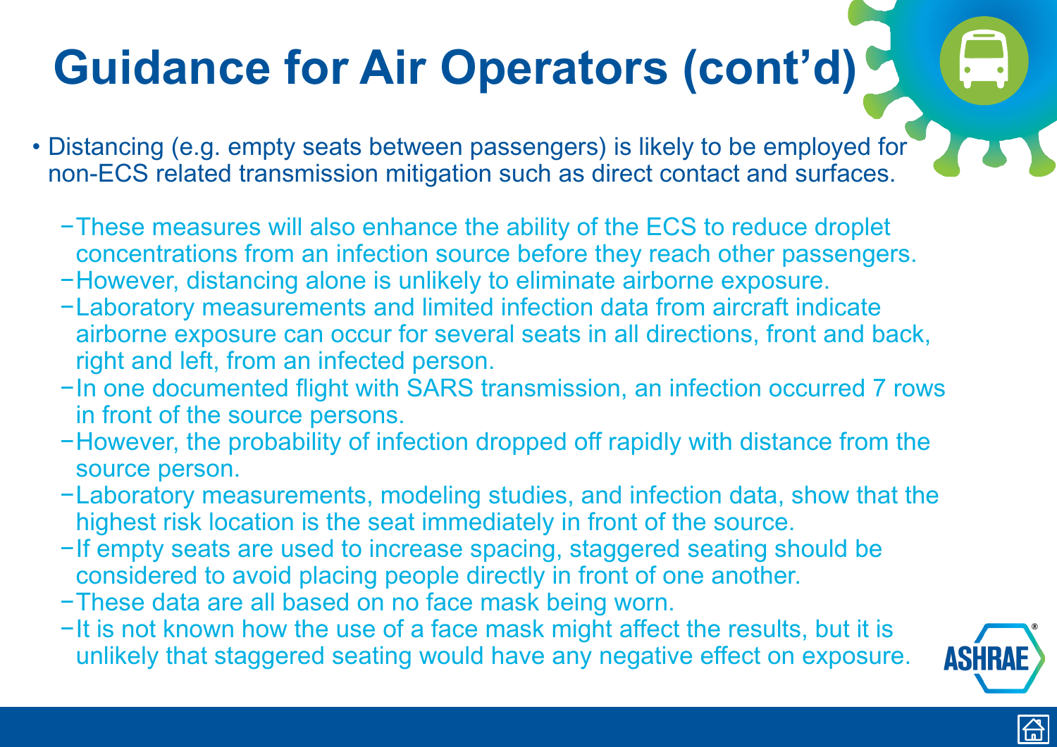# Guidance for Air Operators (cont'd)

- Distancing (e.g. empty seats between passengers) is likely to be employed for non-ECS related transmission mitigation such as direct contact and surfaces.
  - These measures will also enhance the ability of the ECS to reduce droplet concentrations from an infection source before they reach other passengers.
  - However, distancing alone is unlikely to eliminate airborne exposure.
  - Laboratory measurements and limited infection data from aircraft indicate airborne exposure can occur for several seats in all directions, front and back, right and left, from an infected person.
  - In one documented flight with SARS transmission, an infection occurred 7 rows in front of the source persons.
  - However, the probability of infection dropped off rapidly with distance from the source person.
  - Laboratory measurements, modeling studies, and infection data, show that the highest risk location is the seat immediately in front of the source.
  - If empty seats are used to increase spacing, staggered seating should be considered to avoid placing people directly in front of one another.
  - These data are all based on no face mask being worn.
  - It is not known how the use of a face mask might affect the results, but it is unlikely that staggered seating would have any negative effect on exposure.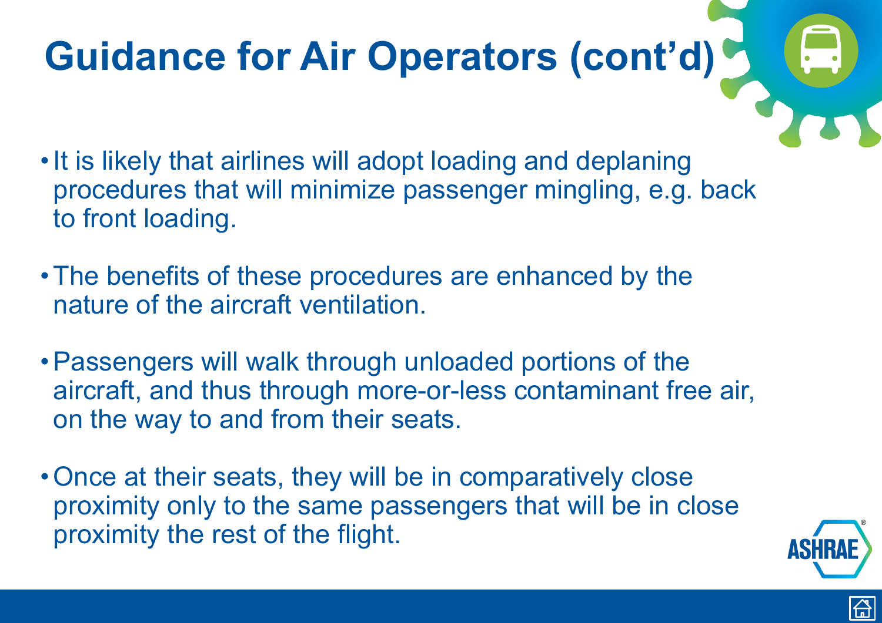# Guidance for Air Operators (cont'd)

- It is likely that airlines will adopt loading and deplaning procedures that will minimize passenger mingling, e.g. back to front loading.
- The benefits of these procedures are enhanced by the nature of the aircraft ventilation.
- Passengers will walk through unloaded portions of the aircraft, and thus through more-or-less contaminant free air, on the way to and from their seats.
- Once at their seats, they will be in comparatively close proximity only to the same passengers that will be in close proximity the rest of the flight.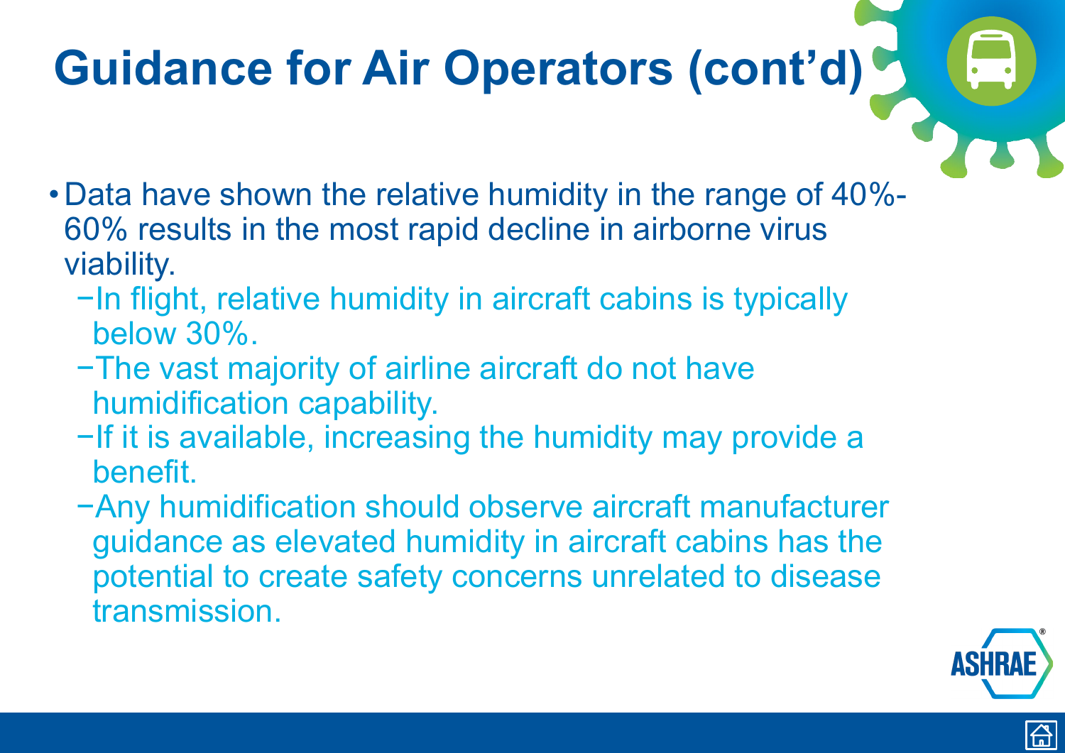# Guidance for Air Operators (cont'd)

- Data have shown the relative humidity in the range of 40%-60% results in the most rapid decline in airborne virus viability.
  - In flight, relative humidity in aircraft cabins is typically below 30%.
  - The vast majority of airline aircraft do not have humidification capability.
  - If it is available, increasing the humidity may provide a benefit.
  - Any humidification should observe aircraft manufacturer guidance as elevated humidity in aircraft cabins has the potential to create safety concerns unrelated to disease transmission.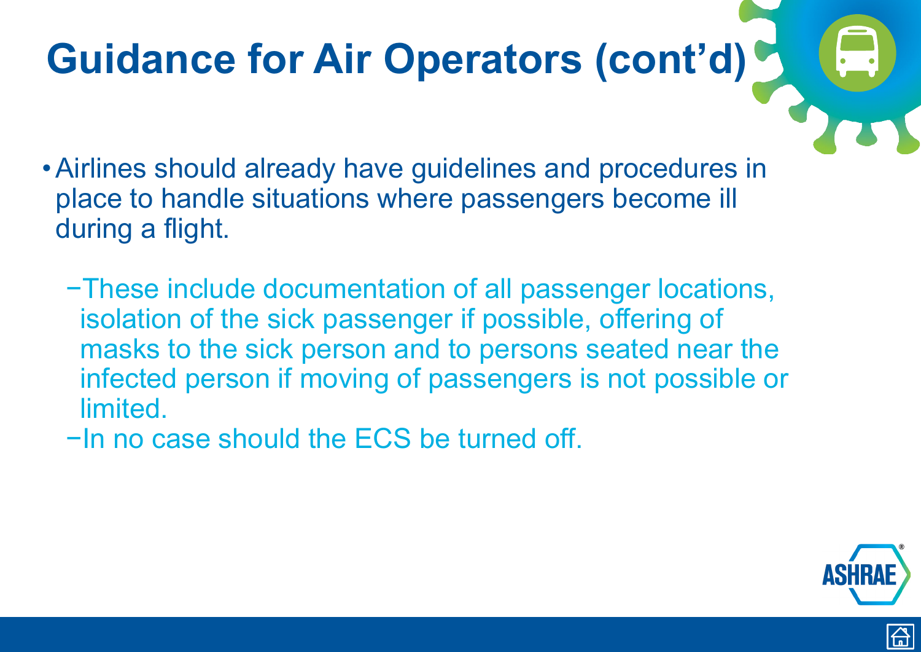# Guidance for Air Operators (cont'd)

- Airlines should already have guidelines and procedures in place to handle situations where passengers become ill during a flight.
  - These include documentation of all passenger locations, isolation of the sick passenger if possible, offering of masks to the sick person and to persons seated near the infected person if moving of passengers is not possible or limited.
  - In no case should the ECS be turned off.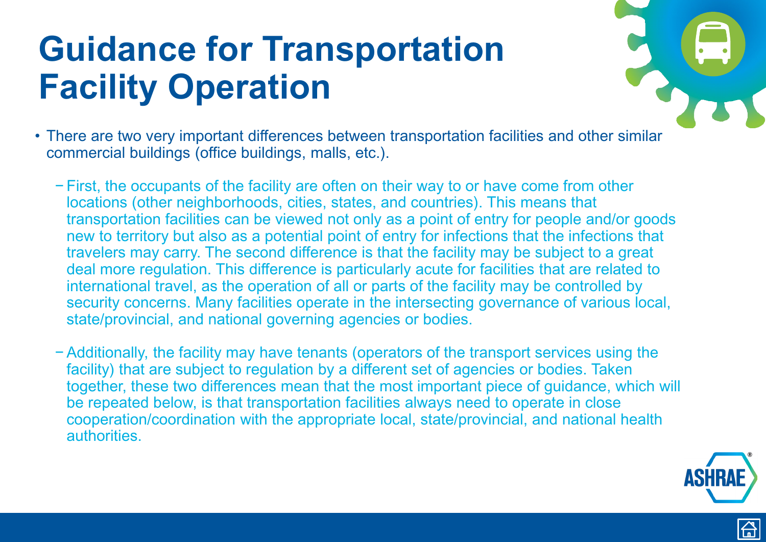# Guidance for Transportation Facility Operation

- There are two very important differences between transportation facilities and other similar commercial buildings (office buildings, malls, etc.).
  - First, the occupants of the facility are often on their way to or have come from other locations (other neighborhoods, cities, states, and countries). This means that transportation facilities can be viewed not only as a point of entry for people and/or goods new to territory but also as a potential point of entry for infections that the infections that travelers may carry. The second difference is that the facility may be subject to a great deal more regulation. This difference is particularly acute for facilities that are related to international travel, as the operation of all or parts of the facility may be controlled by security concerns. Many facilities operate in the intersecting governance of various local, state/provincial, and national governing agencies or bodies.
  - Additionally, the facility may have tenants (operators of the transport services using the facility) that are subject to regulation by a different set of agencies or bodies. Taken together, these two differences mean that the most important piece of guidance, which will be repeated below, is that transportation facilities always need to operate in close cooperation/coordination with the appropriate local, state/provincial, and national health authorities.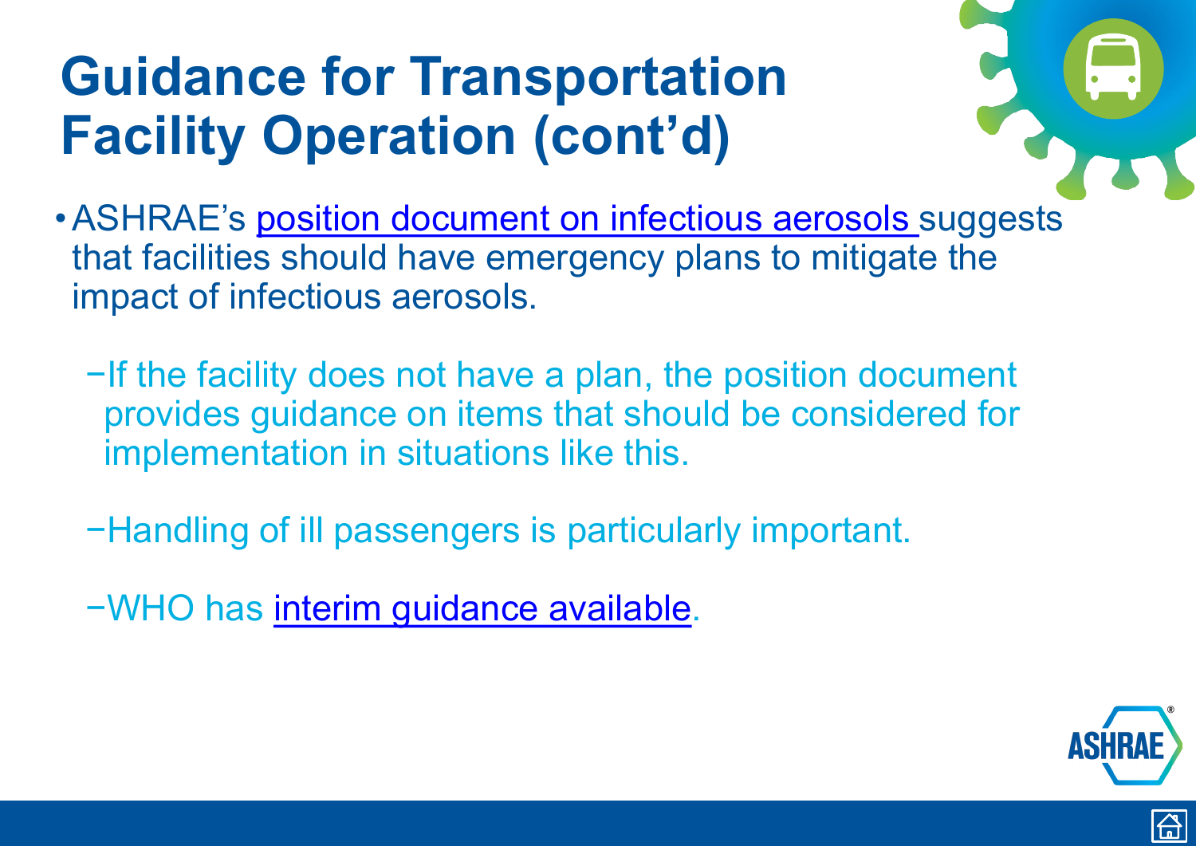# Guidance for Transportation Facility Operation (cont'd)

- ASHRAE's position document on infectious aerosols suggests that facilities should have emergency plans to mitigate the impact of infectious aerosols.
  - If the facility does not have a plan, the position document provides guidance on items that should be considered for implementation in situations like this.
  - Handling of ill passengers is particularly important.
  - WHO has interim guidance available.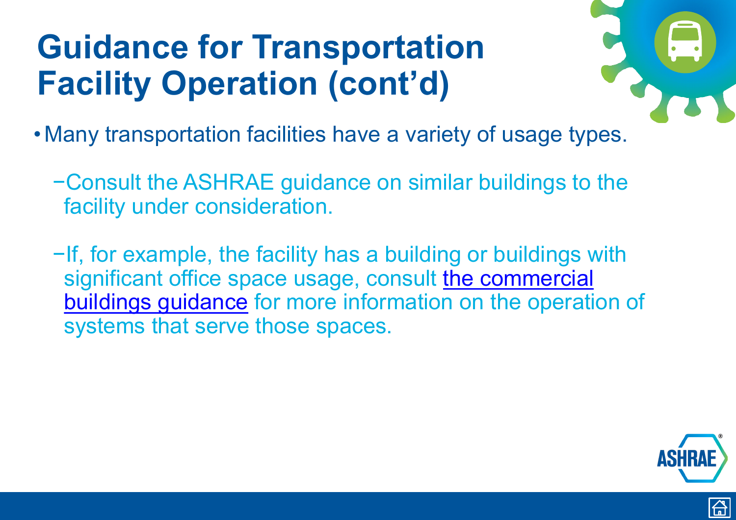# Guidance for Transportation Facility Operation (cont'd)

- Many transportation facilities have a variety of usage types.
  - Consult the ASHRAE guidance on similar buildings to the facility under consideration.
  - If, for example, the facility has a building or buildings with significant office space usage, consult the commercial buildings guidance for more information on the operation of systems that serve those spaces.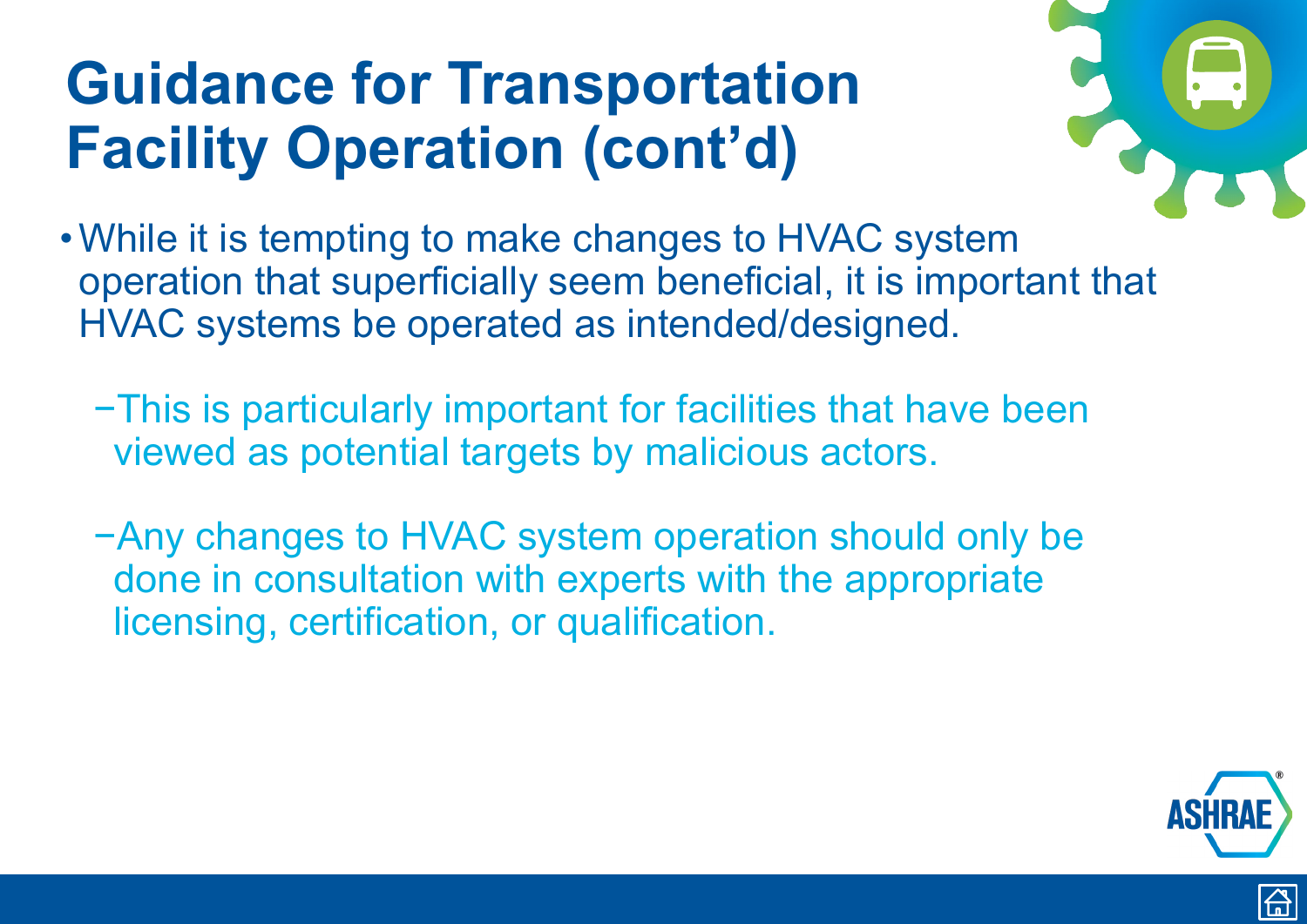# Guidance for Transportation Facility Operation (cont'd)

- While it is tempting to make changes to HVAC system operation that superficially seem beneficial, it is important that HVAC systems be operated as intended/designed.
  - This is particularly important for facilities that have been viewed as potential targets by malicious actors.
  - Any changes to HVAC system operation should only be done in consultation with experts with the appropriate licensing, certification, or qualification.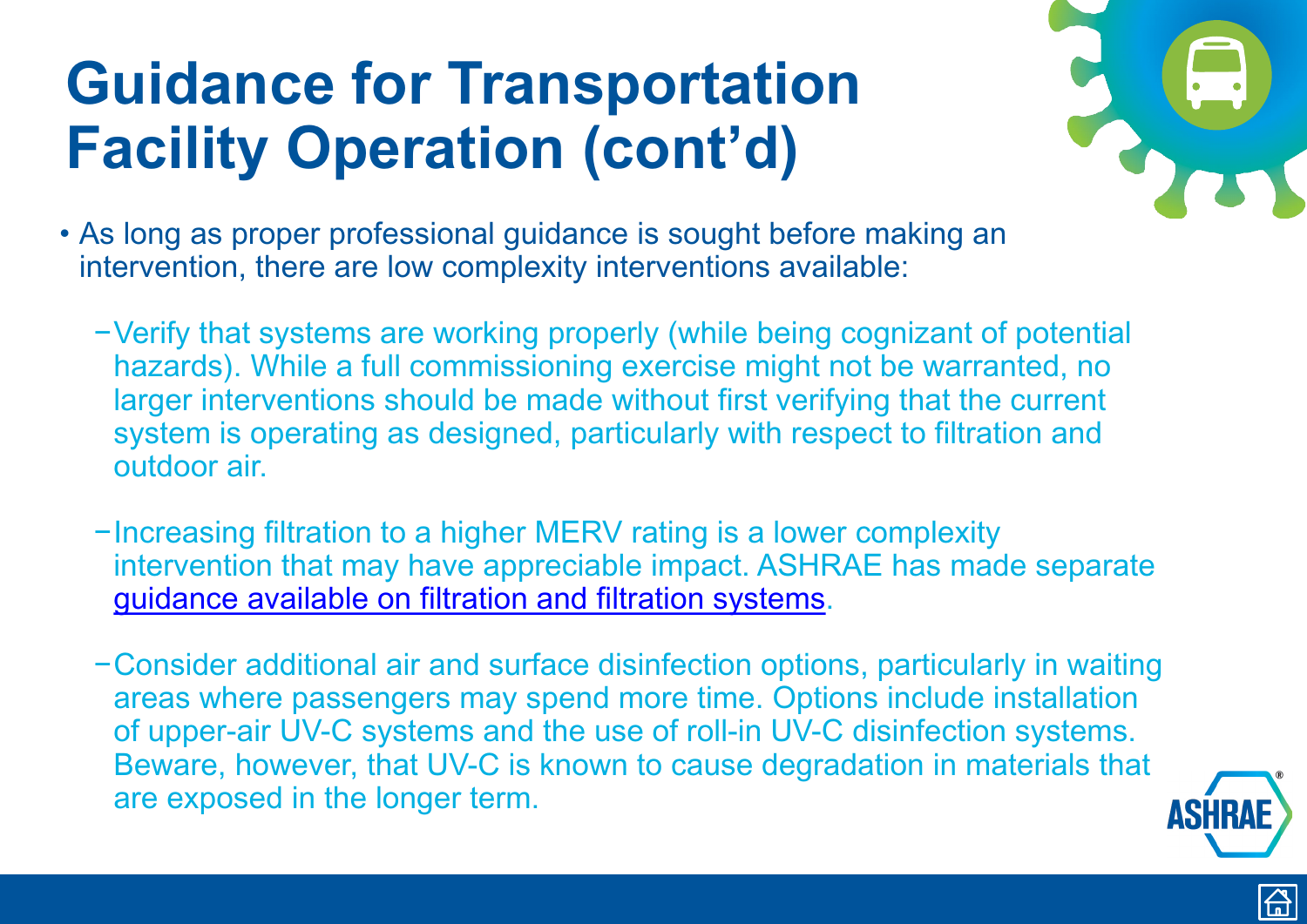# Guidance for Transportation Facility Operation (cont'd)

- As long as proper professional guidance is sought before making an intervention, there are low complexity interventions available:
  - Verify that systems are working properly (while being cognizant of potential hazards). While a full commissioning exercise might not be warranted, no larger interventions should be made without first verifying that the current system is operating as designed, particularly with respect to filtration and outdoor air.
  - Increasing filtration to a higher MERV rating is a lower complexity intervention that may have appreciable impact. ASHRAE has made separate guidance available on filtration and filtration systems.
  - Consider additional air and surface disinfection options, particularly in waiting areas where passengers may spend more time. Options include installation of upper-air UV-C systems and the use of roll-in UV-C disinfection systems. Beware, however, that UV-C is known to cause degradation in materials that are exposed in the longer term.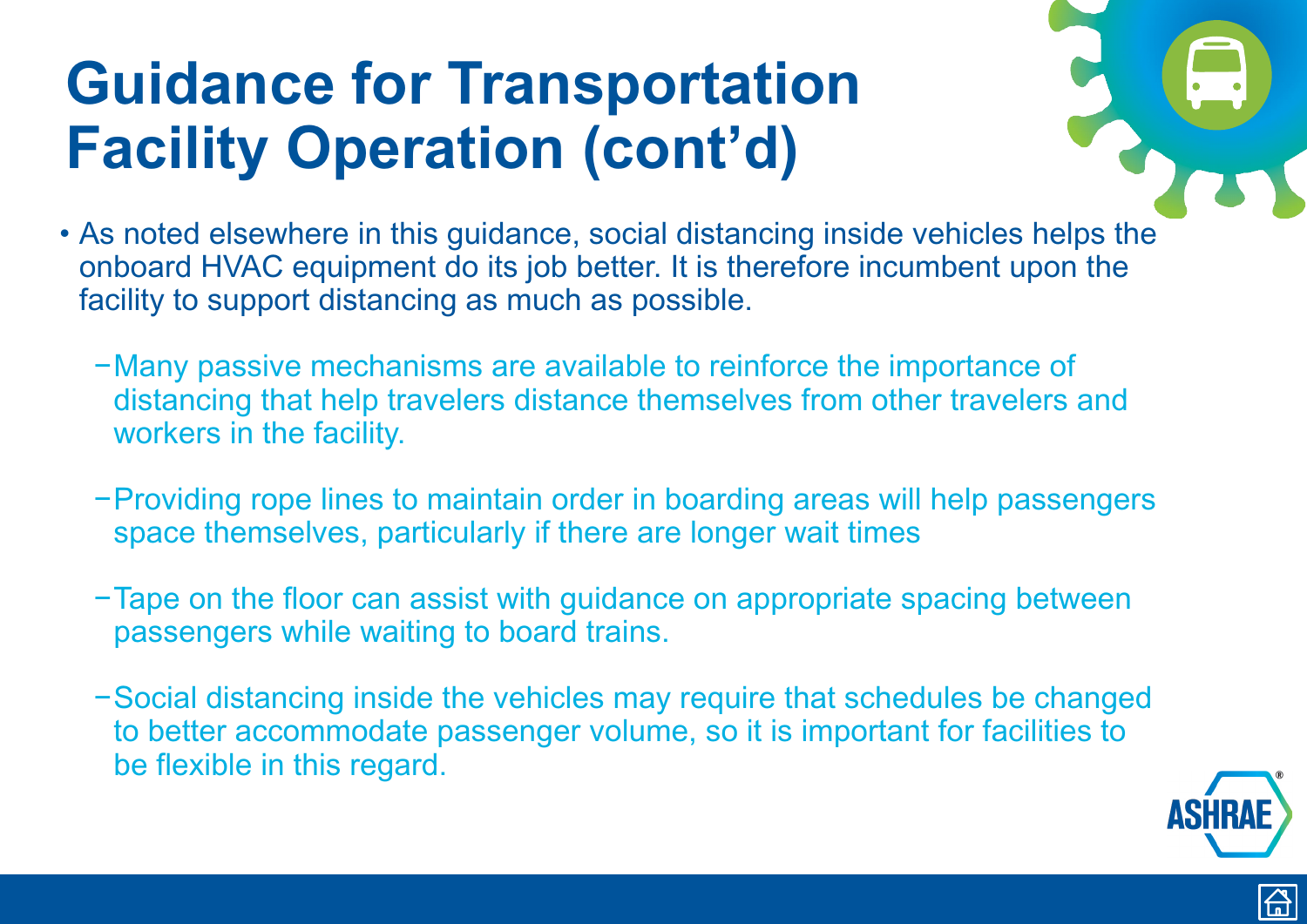# Guidance for Transportation Facility Operation (cont'd)

- As noted elsewhere in this guidance, social distancing inside vehicles helps the onboard HVAC equipment do its job better. It is therefore incumbent upon the facility to support distancing as much as possible.
  - Many passive mechanisms are available to reinforce the importance of distancing that help travelers distance themselves from other travelers and workers in the facility.
  - Providing rope lines to maintain order in boarding areas will help passengers space themselves, particularly if there are longer wait times
  - Tape on the floor can assist with guidance on appropriate spacing between passengers while waiting to board trains.
  - Social distancing inside the vehicles may require that schedules be changed to better accommodate passenger volume, so it is important for facilities to be flexible in this regard.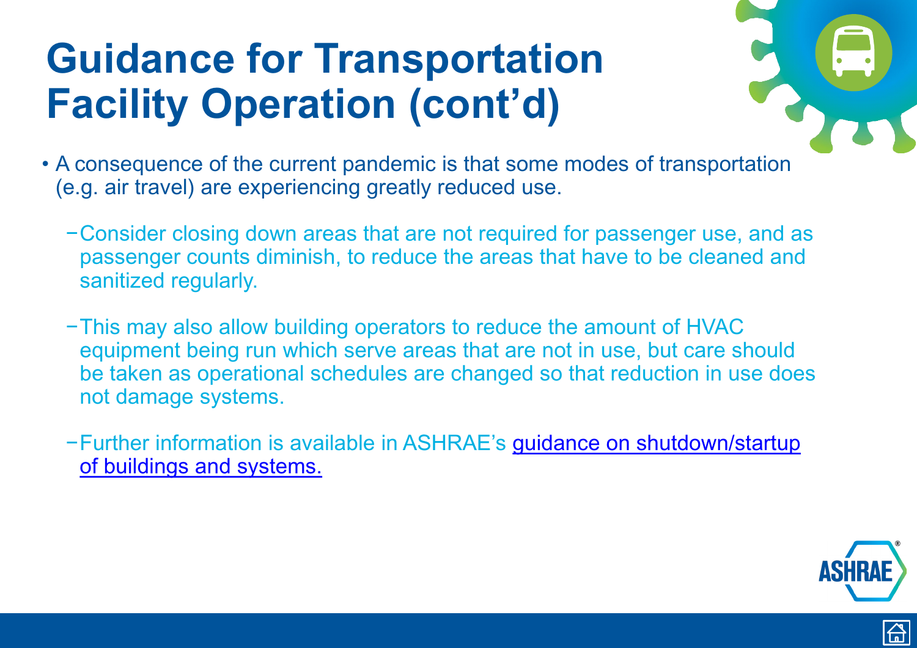# Guidance for Transportation Facility Operation (cont'd)

- A consequence of the current pandemic is that some modes of transportation (e.g. air travel) are experiencing greatly reduced use.
  - Consider closing down areas that are not required for passenger use, and as passenger counts diminish, to reduce the areas that have to be cleaned and sanitized regularly.
  - This may also allow building operators to reduce the amount of HVAC equipment being run which serve areas that are not in use, but care should be taken as operational schedules are changed so that reduction in use does not damage systems.
  - Further information is available in ASHRAE's guidance on shutdown/startup of buildings and systems.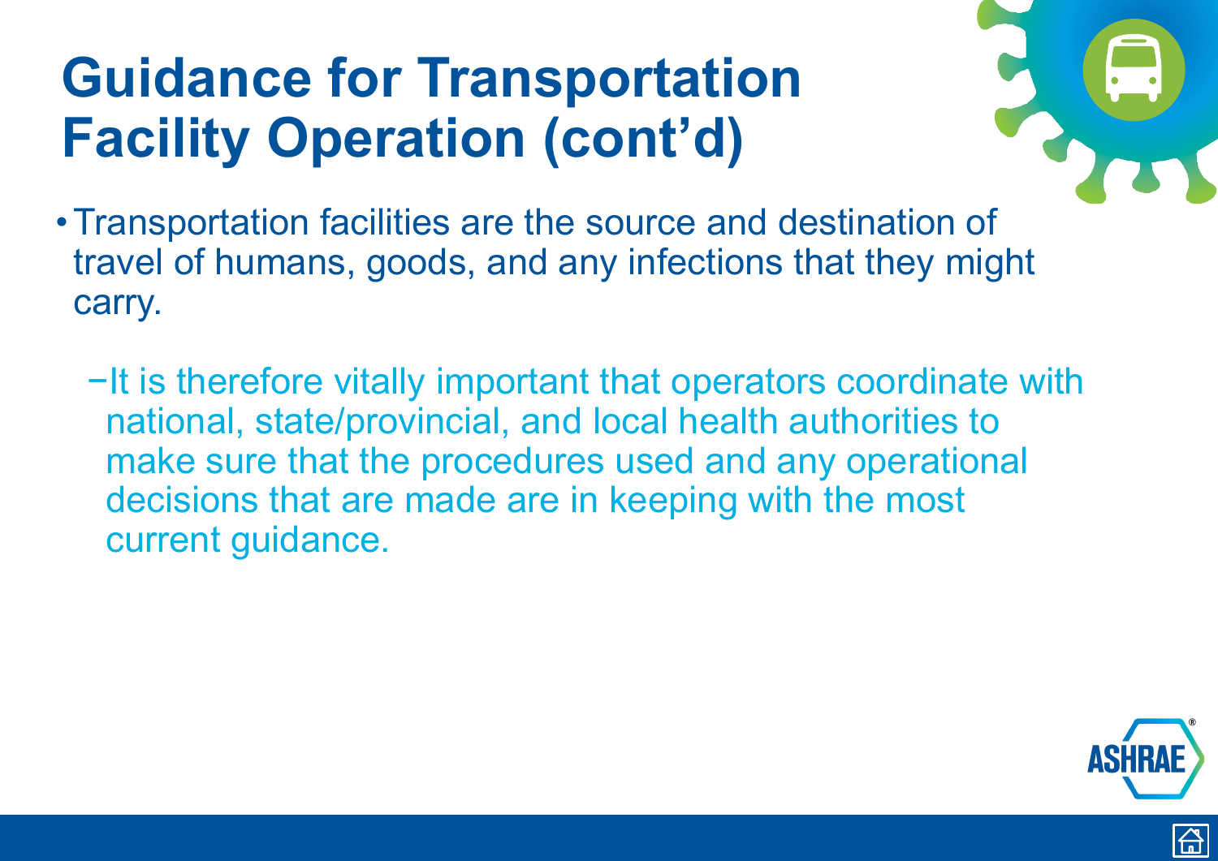# Guidance for Transportation Facility Operation (cont'd)

- Transportation facilities are the source and destination of travel of humans, goods, and any infections that they might carry.
  - It is therefore vitally important that operators coordinate with national, state/provincial, and local health authorities to make sure that the procedures used and any operational decisions that are made are in keeping with the most current guidance.